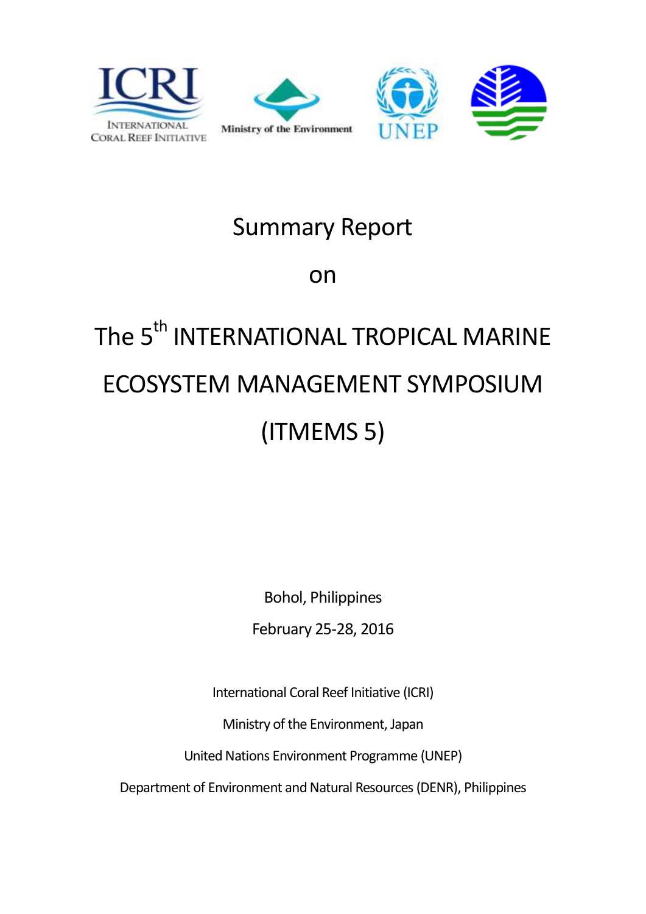ICRI
INTERNATIONAL CORAL REEF INITIATIVE

Ministry of the Environment

UNEP

# Summary Report

# on

# The 5th INTERNATIONAL TROPICAL MARINE ECOSYSTEM MANAGEMENT SYMPOSIUM (ITMEMS 5)

Bohol, Philippines

February 25-28, 2016

International Coral Reef Initiative (ICRI)

Ministry of the Environment, Japan

United Nations Environment Programme (UNEP)

Department of Environment and Natural Resources (DENR), Philippines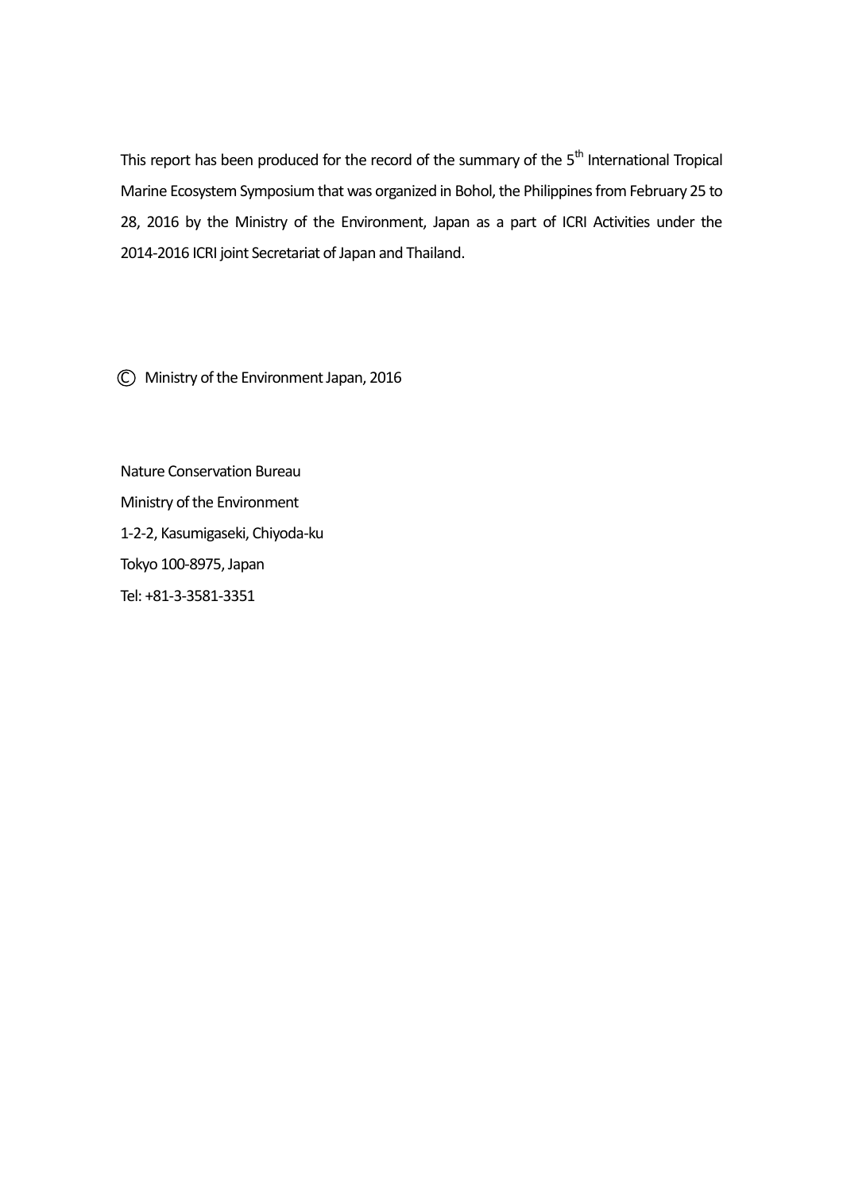This report has been produced for the record of the summary of the 5th International Tropical Marine Ecosystem Symposium that was organized in Bohol, the Philippines from February 25 to 28, 2016 by the Ministry of the Environment, Japan as a part of ICRI Activities under the 2014-2016 ICRI joint Secretariat of Japan and Thailand.

© Ministry of the Environment Japan, 2016

Nature Conservation Bureau  
Ministry of the Environment  
1-2-2, Kasumigaseki, Chiyoda-ku  
Tokyo 100-8975, Japan  
Tel: +81-3-3581-3351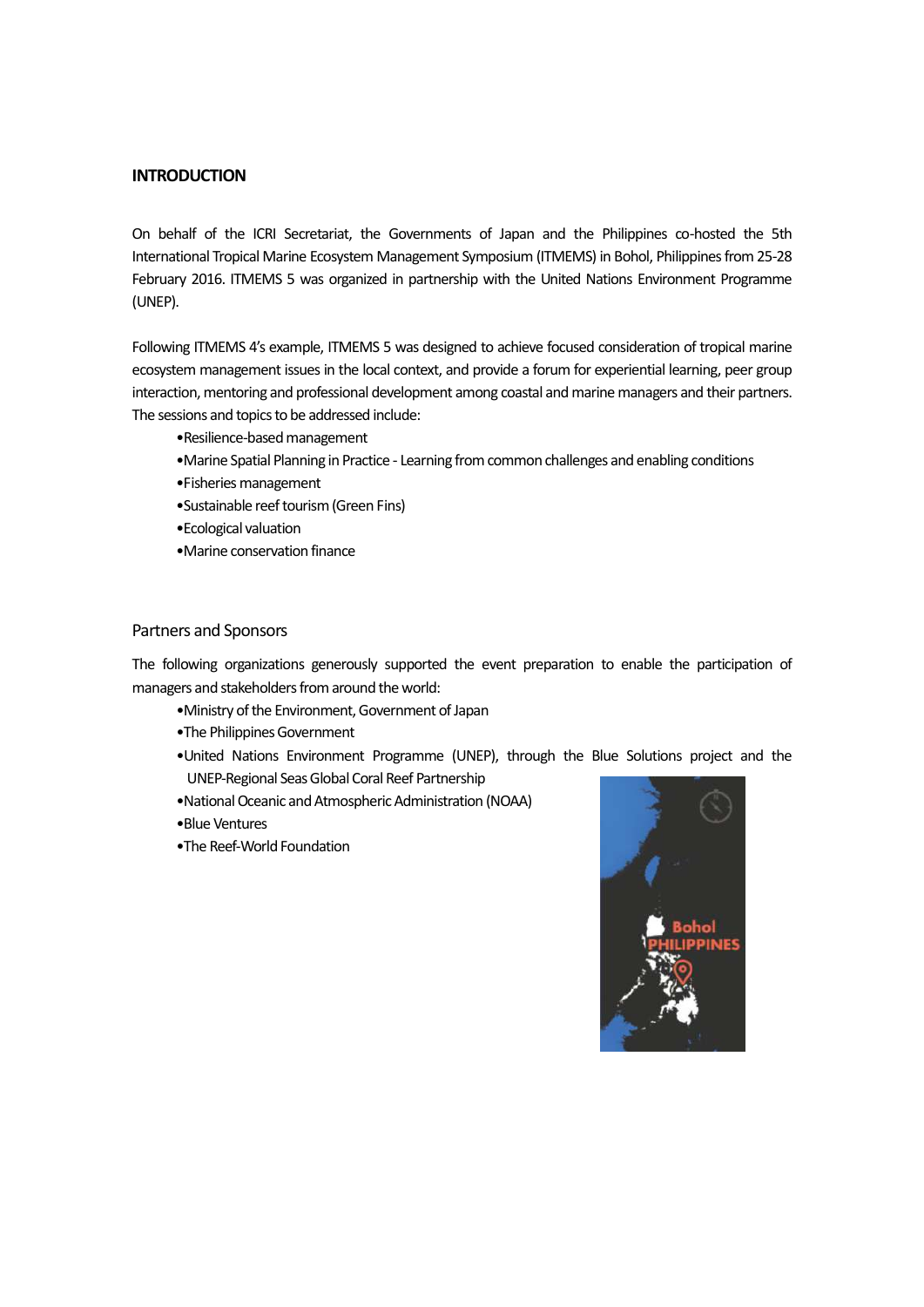## INTRODUCTION

On behalf of the ICRI Secretariat, the Governments of Japan and the Philippines co-hosted the 5th International Tropical Marine Ecosystem Management Symposium (ITMEMS) in Bohol, Philippines from 25-28 February 2016. ITMEMS 5 was organized in partnership with the United Nations Environment Programme (UNEP).

Following ITMEMS 4's example, ITMEMS 5 was designed to achieve focused consideration of tropical marine ecosystem management issues in the local context, and provide a forum for experiential learning, peer group interaction, mentoring and professional development among coastal and marine managers and their partners. The sessions and topics to be addressed include:

- Resilience-based management
- Marine Spatial Planning in Practice - Learning from common challenges and enabling conditions
- Fisheries management
- Sustainable reef tourism (Green Fins)
- Ecological valuation
- Marine conservation finance

### Partners and Sponsors

The following organizations generously supported the event preparation to enable the participation of managers and stakeholders from around the world:

- Ministry of the Environment, Government of Japan
- The Philippines Government
- United Nations Environment Programme (UNEP), through the Blue Solutions project and the UNEP-Regional Seas Global Coral Reef Partnership
- National Oceanic and Atmospheric Administration (NOAA)
- Blue Ventures
- The Reef-World Foundation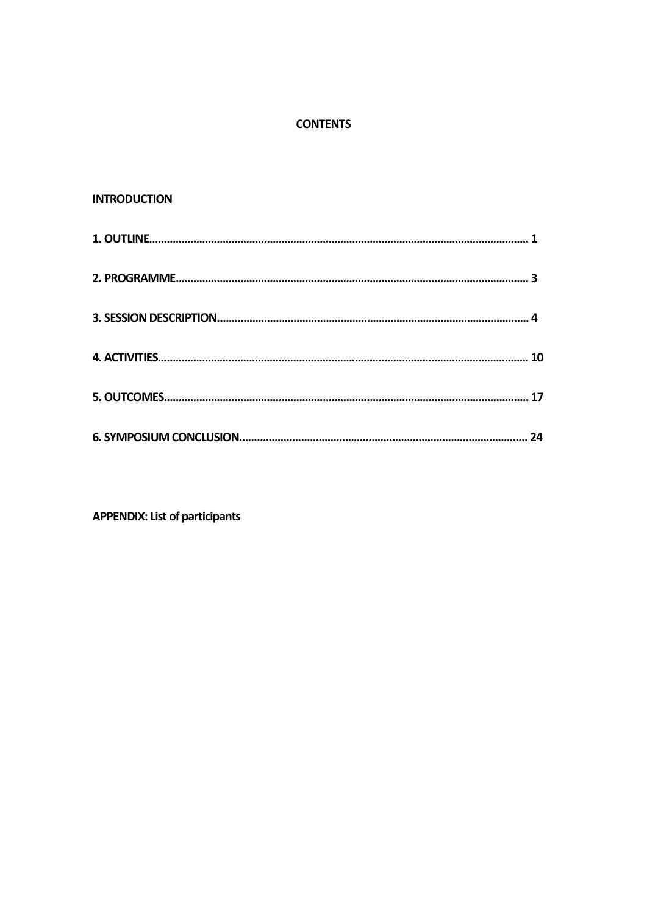# CONTENTS

**INTRODUCTION**

**1. OUTLINE............................................................................................................................ 1**

**2. PROGRAMME...................................................................................................................... 3**

**3. SESSION DESCRIPTION......................................................................................................... 4**

**4. ACTIVITIES........................................................................................................................ 10**

**5. OUTCOMES........................................................................................................................ 17**

**6. SYMPOSIUM CONCLUSION................................................................................................ 24**

**APPENDIX: List of participants**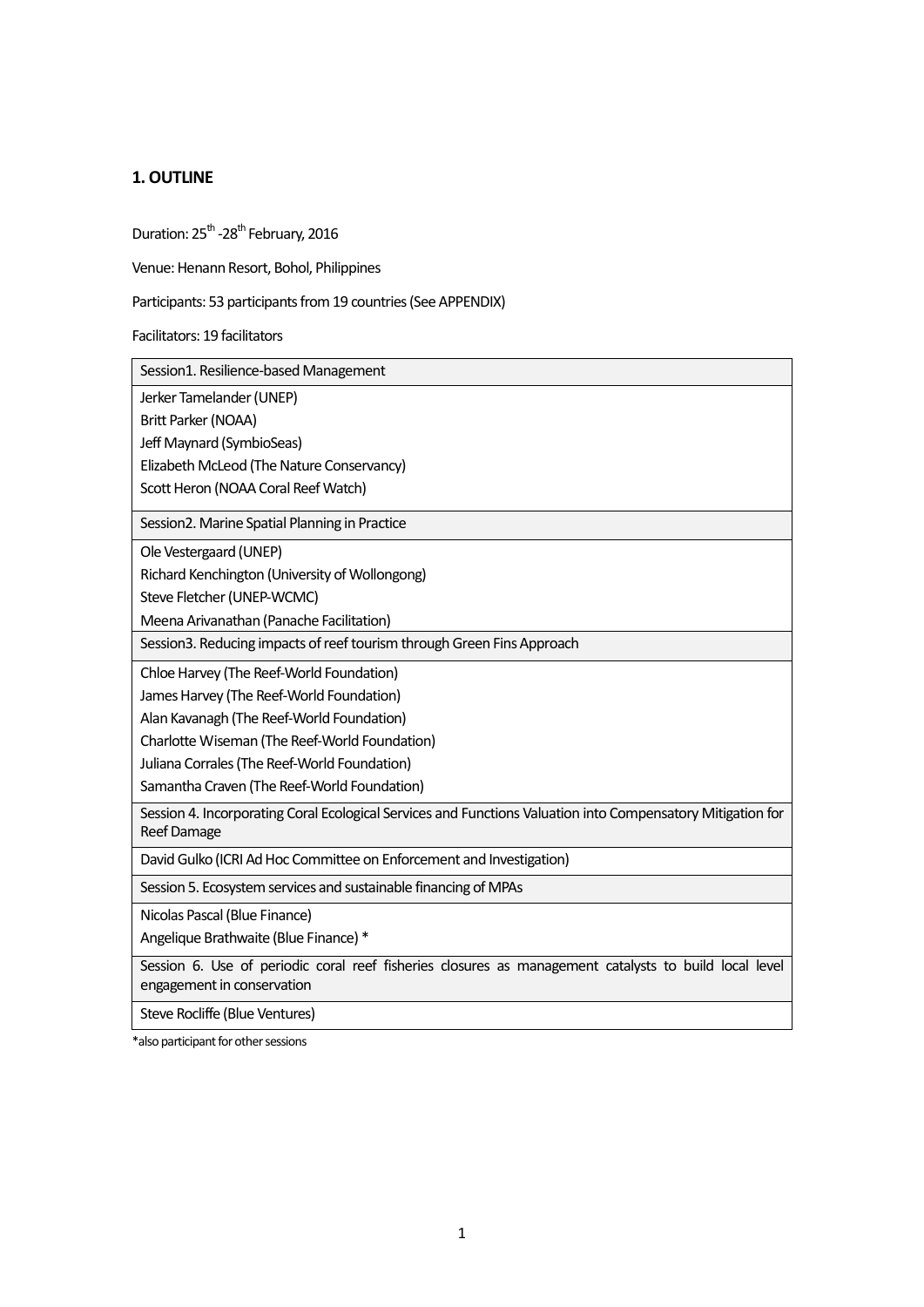## 1. OUTLINE

Duration: 25th -28th February, 2016

Venue: Henann Resort, Bohol, Philippines

Participants: 53 participants from 19 countries (See APPENDIX)

Facilitators: 19 facilitators

| Session1. Resilience-based Management |
|---|
| Jerker Tamelander (UNEP)<br>Britt Parker (NOAA)<br>Jeff Maynard (SymbioSeas)<br>Elizabeth McLeod (The Nature Conservancy)<br>Scott Heron (NOAA Coral Reef Watch) |
| Session2. Marine Spatial Planning in Practice |
| Ole Vestergaard (UNEP)<br>Richard Kenchington (University of Wollongong)<br>Steve Fletcher (UNEP-WCMC)<br>Meena Arivanathan (Panache Facilitation) |
| Session3. Reducing impacts of reef tourism through Green Fins Approach |
| Chloe Harvey (The Reef-World Foundation)<br>James Harvey (The Reef-World Foundation)<br>Alan Kavanagh (The Reef-World Foundation)<br>Charlotte Wiseman (The Reef-World Foundation)<br>Juliana Corrales (The Reef-World Foundation)<br>Samantha Craven (The Reef-World Foundation) |
| Session 4. Incorporating Coral Ecological Services and Functions Valuation into Compensatory Mitigation for Reef Damage |
| David Gulko (ICRI Ad Hoc Committee on Enforcement and Investigation) |
| Session 5. Ecosystem services and sustainable financing of MPAs |
| Nicolas Pascal (Blue Finance)<br>Angelique Brathwaite (Blue Finance) * |
| Session 6. Use of periodic coral reef fisheries closures as management catalysts to build local level engagement in conservation |
| Steve Rocliffe (Blue Ventures) |

*also participant for other sessions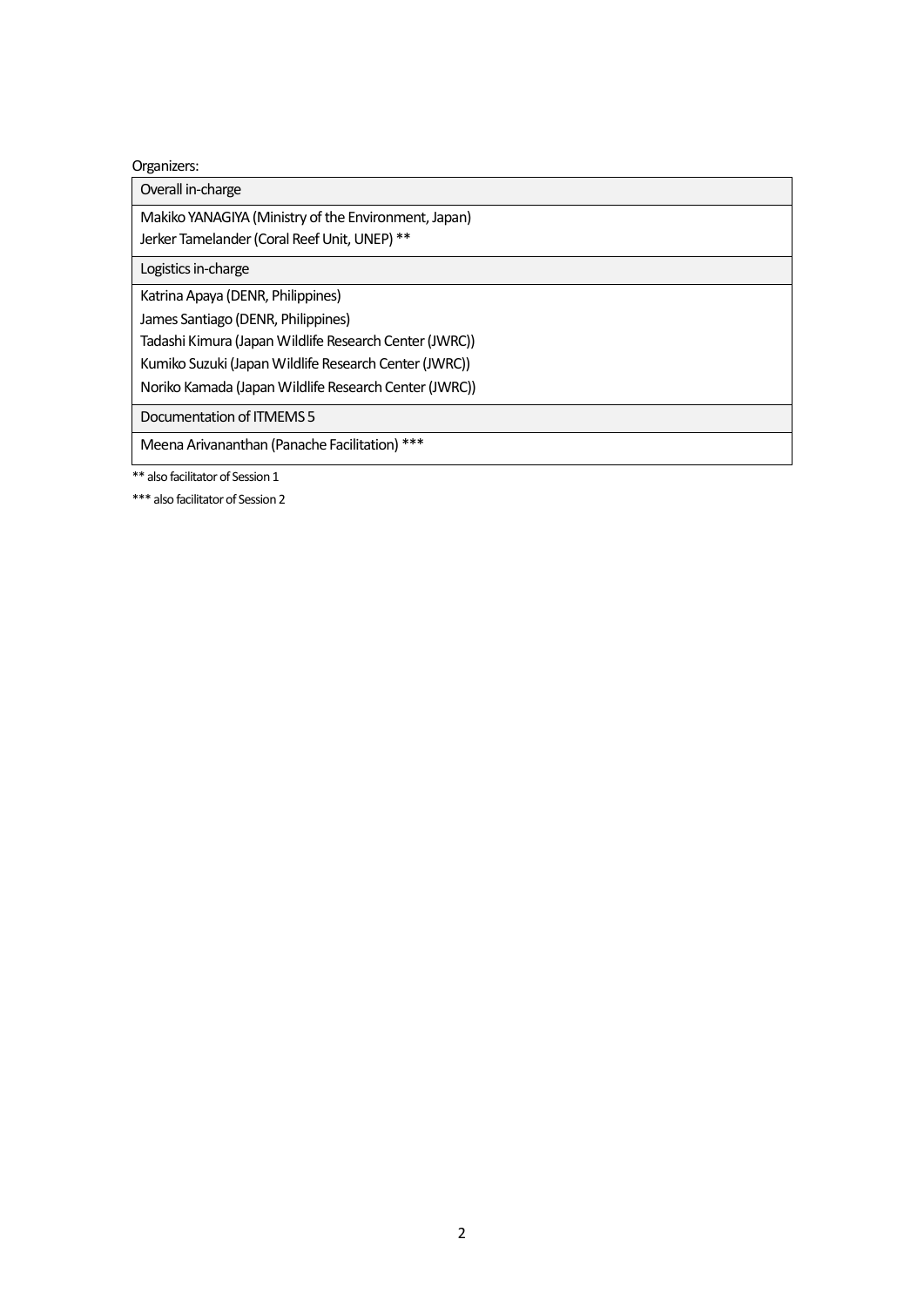Organizers:

| Overall in-charge |
|---|
| Makiko YANAGIYA (Ministry of the Environment, Japan)<br>Jerker Tamelander (Coral Reef Unit, UNEP) ** |
| Logistics in-charge |
| Katrina Apaya (DENR, Philippines)<br>James Santiago (DENR, Philippines)<br>Tadashi Kimura (Japan Wildlife Research Center (JWRC))<br>Kumiko Suzuki (Japan Wildlife Research Center (JWRC))<br>Noriko Kamada (Japan Wildlife Research Center (JWRC)) |
| Documentation of ITMEMS 5 |
| Meena Arivananthan (Panache Facilitation) *** |

** also facilitator of Session 1

*** also facilitator of Session 2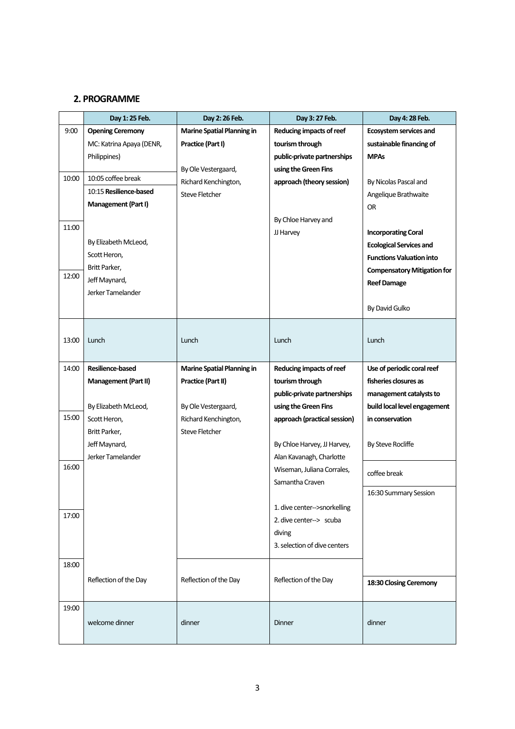## 2. PROGRAMME

| | Day 1: 25 Feb. | Day 2: 26 Feb. | Day 3: 27 Feb. | Day 4: 28 Feb. |
|---|---|---|---|---|
| 9:00 | **Opening Ceremony** MC: Katrina Apaya (DENR, Philippines) | **Marine Spatial Planning in Practice (Part I)** By Ole Vestergaard, Richard Kenchington, Steve Fletcher | **Reducing impacts of reef tourism through public-private partnerships using the Green Fins approach (theory session)** By Chloe Harvey and JJ Harvey | **Ecosystem services and sustainable financing of MPAs** By Nicolas Pascal and Angelique Brathwaite OR **Incorporating Coral Ecological Services and Functions Valuation into Compensatory Mitigation for Reef Damage** By David Gulko |
| 10:00 | 10:05 coffee break | | | |
| | 10:15 **Resilience-based Management (Part I)** By Elizabeth McLeod, Scott Heron, Britt Parker, Jeff Maynard, Jerker Tamelander | | | |
| 11:00 | | | | |
| 12:00 | | | | |
| 13:00 | Lunch | Lunch | Lunch | Lunch |
| 14:00 | **Resilience-based Management (Part II)** By Elizabeth McLeod, Scott Heron, Britt Parker, Jeff Maynard, Jerker Tamelander | **Marine Spatial Planning in Practice (Part II)** By Ole Vestergaard, Richard Kenchington, Steve Fletcher | **Reducing impacts of reef tourism through public-private partnerships using the Green Fins approach (practical session)** By Chloe Harvey, JJ Harvey, Alan Kavanagh, Charlotte Wiseman, Juliana Corrales, Samantha Craven<br>1. dive center-->snorkelling<br>2. dive center--> scuba diving<br>3. selection of dive centers | **Use of periodic coral reef fisheries closures as management catalysts to build local level engagement in conservation** By Steve Rocliffe |
| 15:00 | | | | |
| 16:00 | | | | coffee break |
| | | | | 16:30 Summary Session |
| 17:00 | | | | |
| 18:00 | Reflection of the Day | Reflection of the Day | Reflection of the Day | **18:30 Closing Ceremony** |
| 19:00 | welcome dinner | dinner | Dinner | dinner |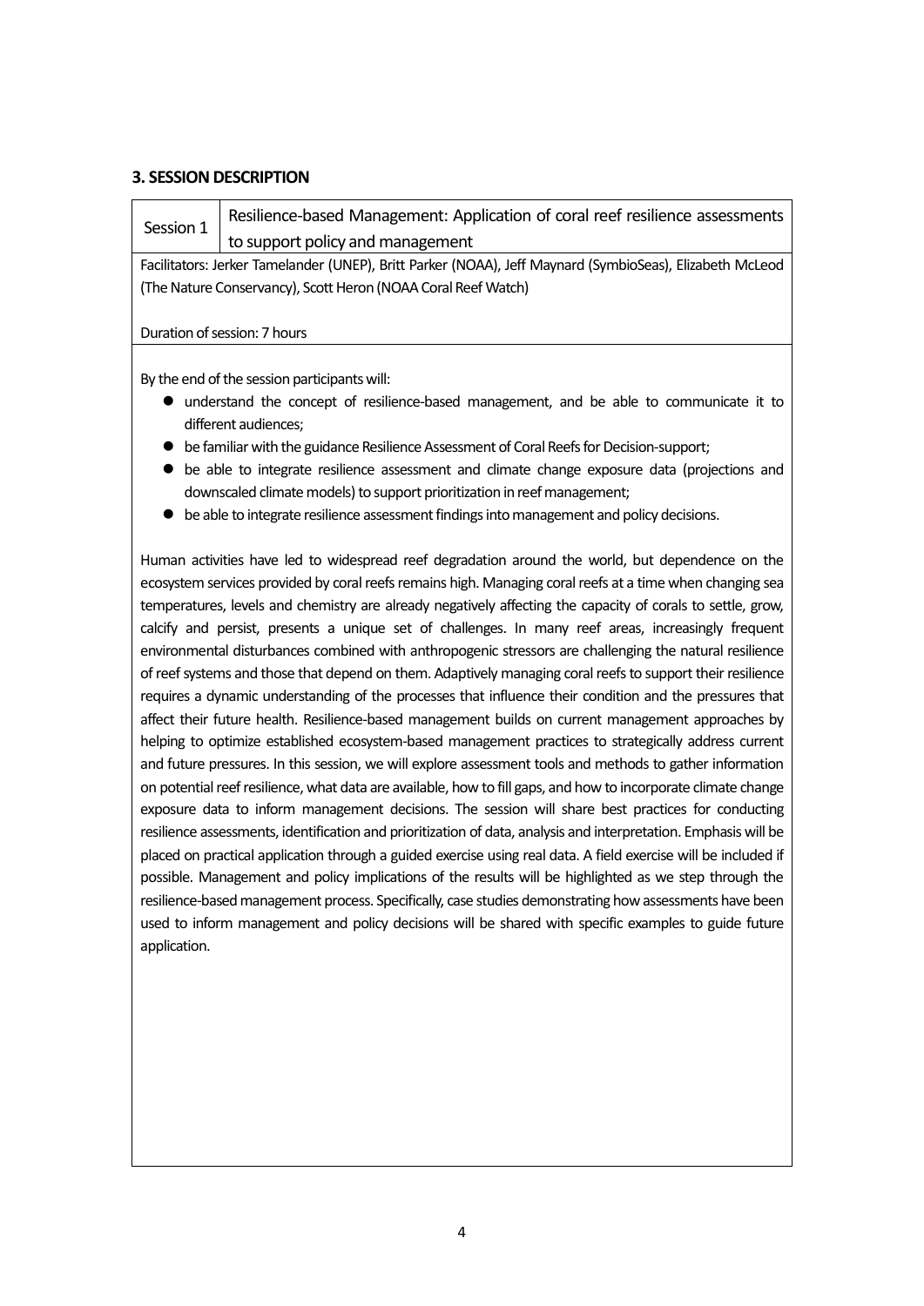### 3. SESSION DESCRIPTION

| Session 1 | Resilience-based Management: Application of coral reef resilience assessments to support policy and management |
|---|---|

Facilitators: Jerker Tamelander (UNEP), Britt Parker (NOAA), Jeff Maynard (SymbioSeas), Elizabeth McLeod (The Nature Conservancy), Scott Heron (NOAA Coral Reef Watch)

Duration of session: 7 hours

By the end of the session participants will:

- understand the concept of resilience-based management, and be able to communicate it to different audiences;
- be familiar with the guidance Resilience Assessment of Coral Reefs for Decision-support;
- be able to integrate resilience assessment and climate change exposure data (projections and downscaled climate models) to support prioritization in reef management;
- be able to integrate resilience assessment findings into management and policy decisions.

Human activities have led to widespread reef degradation around the world, but dependence on the ecosystem services provided by coral reefs remains high. Managing coral reefs at a time when changing sea temperatures, levels and chemistry are already negatively affecting the capacity of corals to settle, grow, calcify and persist, presents a unique set of challenges. In many reef areas, increasingly frequent environmental disturbances combined with anthropogenic stressors are challenging the natural resilience of reef systems and those that depend on them. Adaptively managing coral reefs to support their resilience requires a dynamic understanding of the processes that influence their condition and the pressures that affect their future health. Resilience-based management builds on current management approaches by helping to optimize established ecosystem-based management practices to strategically address current and future pressures. In this session, we will explore assessment tools and methods to gather information on potential reef resilience, what data are available, how to fill gaps, and how to incorporate climate change exposure data to inform management decisions. The session will share best practices for conducting resilience assessments, identification and prioritization of data, analysis and interpretation. Emphasis will be placed on practical application through a guided exercise using real data. A field exercise will be included if possible. Management and policy implications of the results will be highlighted as we step through the resilience-based management process. Specifically, case studies demonstrating how assessments have been used to inform management and policy decisions will be shared with specific examples to guide future application.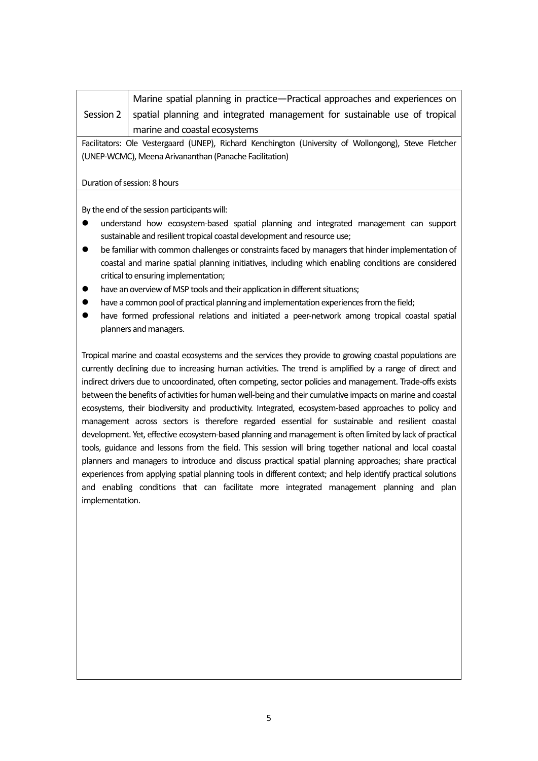| Session 2 | Marine spatial planning in practice—Practical approaches and experiences on spatial planning and integrated management for sustainable use of tropical marine and coastal ecosystems |
| --- | --- |

Facilitators: Ole Vestergaard (UNEP), Richard Kenchington (University of Wollongong), Steve Fletcher (UNEP-WCMC), Meena Arivananthan (Panache Facilitation)

Duration of session: 8 hours

By the end of the session participants will:

- understand how ecosystem-based spatial planning and integrated management can support sustainable and resilient tropical coastal development and resource use;
- be familiar with common challenges or constraints faced by managers that hinder implementation of coastal and marine spatial planning initiatives, including which enabling conditions are considered critical to ensuring implementation;
- have an overview of MSP tools and their application in different situations;
- have a common pool of practical planning and implementation experiences from the field;
- have formed professional relations and initiated a peer-network among tropical coastal spatial planners and managers.

Tropical marine and coastal ecosystems and the services they provide to growing coastal populations are currently declining due to increasing human activities. The trend is amplified by a range of direct and indirect drivers due to uncoordinated, often competing, sector policies and management. Trade-offs exists between the benefits of activities for human well-being and their cumulative impacts on marine and coastal ecosystems, their biodiversity and productivity. Integrated, ecosystem-based approaches to policy and management across sectors is therefore regarded essential for sustainable and resilient coastal development. Yet, effective ecosystem-based planning and management is often limited by lack of practical tools, guidance and lessons from the field. This session will bring together national and local coastal planners and managers to introduce and discuss practical spatial planning approaches; share practical experiences from applying spatial planning tools in different context; and help identify practical solutions and enabling conditions that can facilitate more integrated management planning and plan implementation.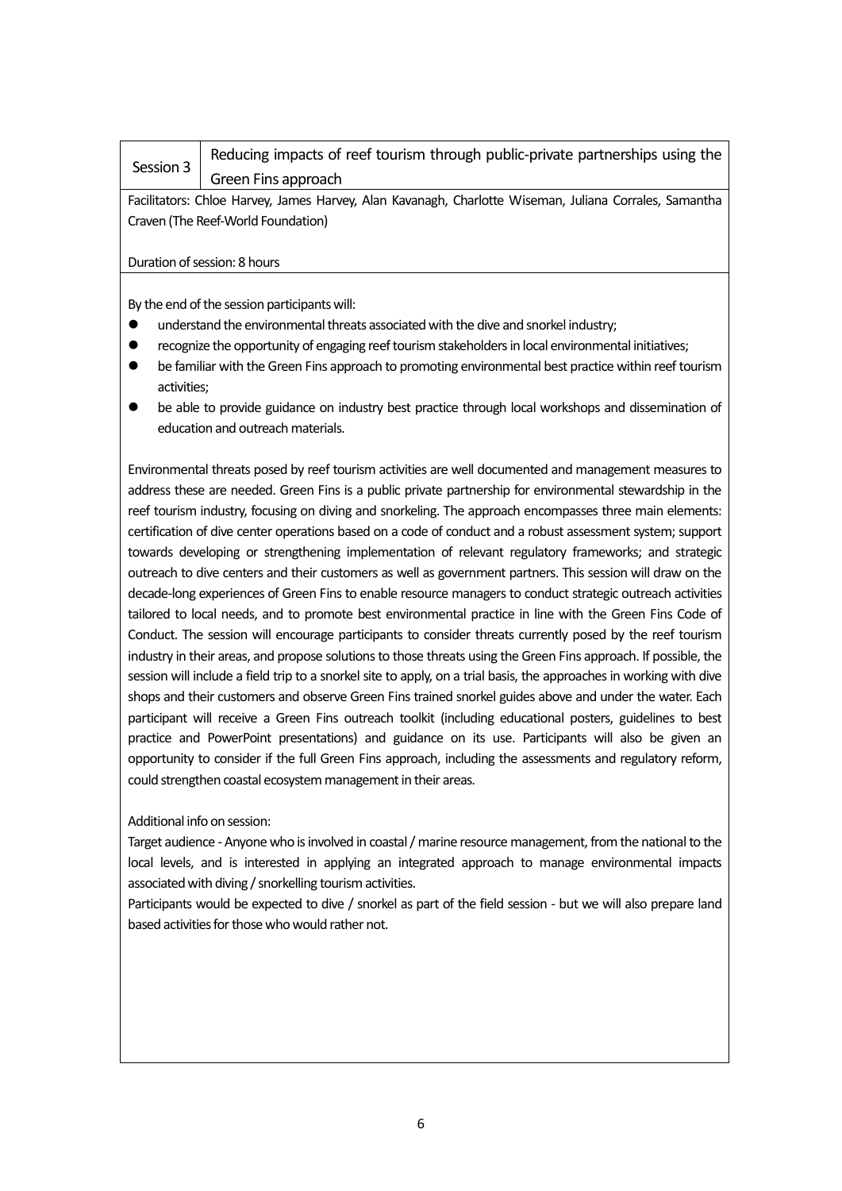| Session 3 | Reducing impacts of reef tourism through public-private partnerships using the Green Fins approach |
|---|---|

Facilitators: Chloe Harvey, James Harvey, Alan Kavanagh, Charlotte Wiseman, Juliana Corrales, Samantha Craven (The Reef-World Foundation)

Duration of session: 8 hours

By the end of the session participants will:

- understand the environmental threats associated with the dive and snorkel industry;
- recognize the opportunity of engaging reef tourism stakeholders in local environmental initiatives;
- be familiar with the Green Fins approach to promoting environmental best practice within reef tourism activities;
- be able to provide guidance on industry best practice through local workshops and dissemination of education and outreach materials.

Environmental threats posed by reef tourism activities are well documented and management measures to address these are needed. Green Fins is a public private partnership for environmental stewardship in the reef tourism industry, focusing on diving and snorkeling. The approach encompasses three main elements: certification of dive center operations based on a code of conduct and a robust assessment system; support towards developing or strengthening implementation of relevant regulatory frameworks; and strategic outreach to dive centers and their customers as well as government partners. This session will draw on the decade-long experiences of Green Fins to enable resource managers to conduct strategic outreach activities tailored to local needs, and to promote best environmental practice in line with the Green Fins Code of Conduct. The session will encourage participants to consider threats currently posed by the reef tourism industry in their areas, and propose solutions to those threats using the Green Fins approach. If possible, the session will include a field trip to a snorkel site to apply, on a trial basis, the approaches in working with dive shops and their customers and observe Green Fins trained snorkel guides above and under the water. Each participant will receive a Green Fins outreach toolkit (including educational posters, guidelines to best practice and PowerPoint presentations) and guidance on its use. Participants will also be given an opportunity to consider if the full Green Fins approach, including the assessments and regulatory reform, could strengthen coastal ecosystem management in their areas.

Additional info on session:
Target audience - Anyone who is involved in coastal / marine resource management, from the national to the local levels, and is interested in applying an integrated approach to manage environmental impacts associated with diving / snorkelling tourism activities.
Participants would be expected to dive / snorkel as part of the field session - but we will also prepare land based activities for those who would rather not.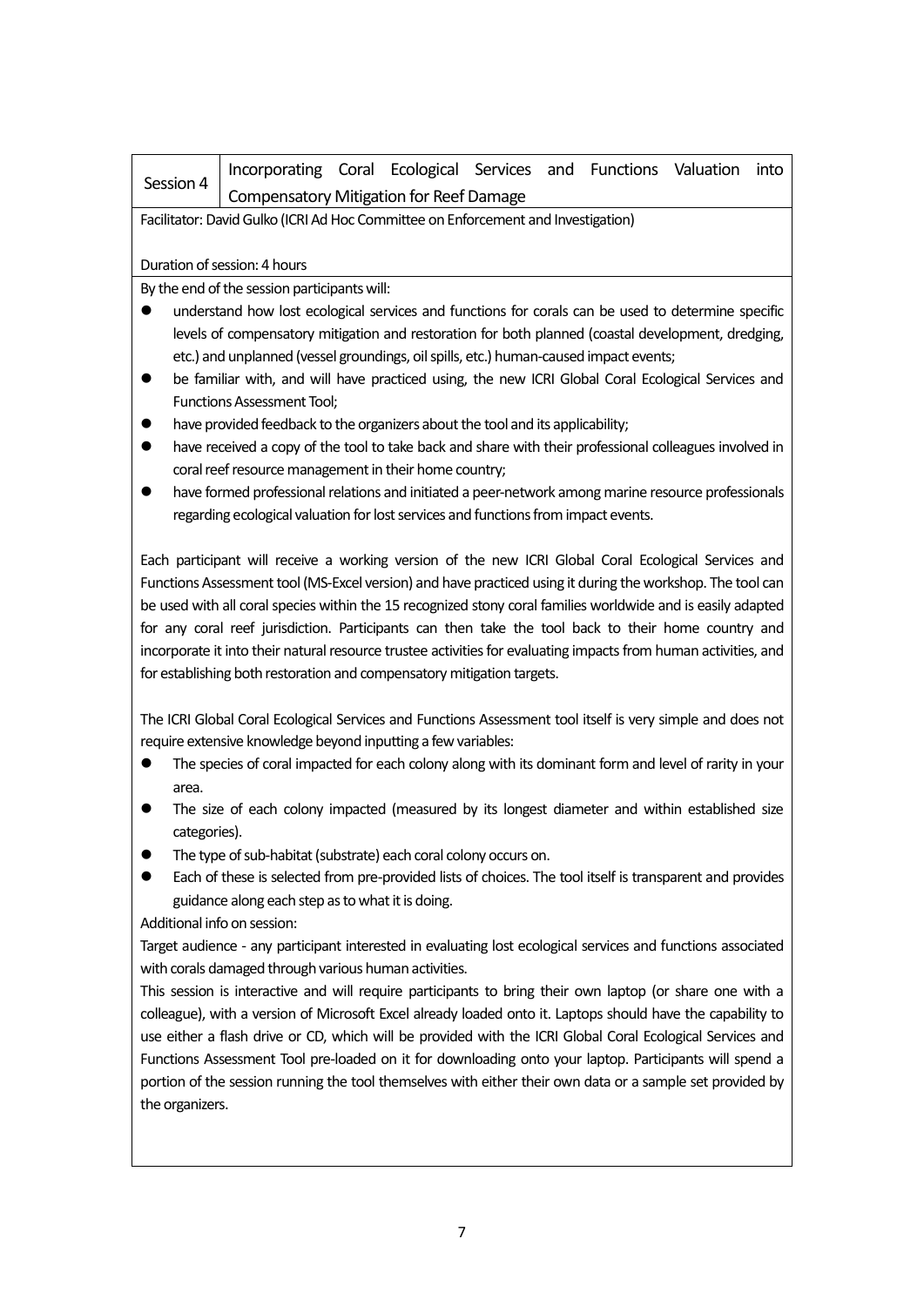| Session 4 | Incorporating Coral Ecological Services and Functions Valuation into Compensatory Mitigation for Reef Damage |
|---|---|

Facilitator: David Gulko (ICRI Ad Hoc Committee on Enforcement and Investigation)

Duration of session: 4 hours

By the end of the session participants will:

- understand how lost ecological services and functions for corals can be used to determine specific levels of compensatory mitigation and restoration for both planned (coastal development, dredging, etc.) and unplanned (vessel groundings, oil spills, etc.) human-caused impact events;
- be familiar with, and will have practiced using, the new ICRI Global Coral Ecological Services and Functions Assessment Tool;
- have provided feedback to the organizers about the tool and its applicability;
- have received a copy of the tool to take back and share with their professional colleagues involved in coral reef resource management in their home country;
- have formed professional relations and initiated a peer-network among marine resource professionals regarding ecological valuation for lost services and functions from impact events.

Each participant will receive a working version of the new ICRI Global Coral Ecological Services and Functions Assessment tool (MS-Excel version) and have practiced using it during the workshop. The tool can be used with all coral species within the 15 recognized stony coral families worldwide and is easily adapted for any coral reef jurisdiction. Participants can then take the tool back to their home country and incorporate it into their natural resource trustee activities for evaluating impacts from human activities, and for establishing both restoration and compensatory mitigation targets.

The ICRI Global Coral Ecological Services and Functions Assessment tool itself is very simple and does not require extensive knowledge beyond inputting a few variables:

- The species of coral impacted for each colony along with its dominant form and level of rarity in your area.
- The size of each colony impacted (measured by its longest diameter and within established size categories).
- The type of sub-habitat (substrate) each coral colony occurs on.
- Each of these is selected from pre-provided lists of choices. The tool itself is transparent and provides guidance along each step as to what it is doing.

Additional info on session:

Target audience - any participant interested in evaluating lost ecological services and functions associated with corals damaged through various human activities.

This session is interactive and will require participants to bring their own laptop (or share one with a colleague), with a version of Microsoft Excel already loaded onto it. Laptops should have the capability to use either a flash drive or CD, which will be provided with the ICRI Global Coral Ecological Services and Functions Assessment Tool pre-loaded on it for downloading onto your laptop. Participants will spend a portion of the session running the tool themselves with either their own data or a sample set provided by the organizers.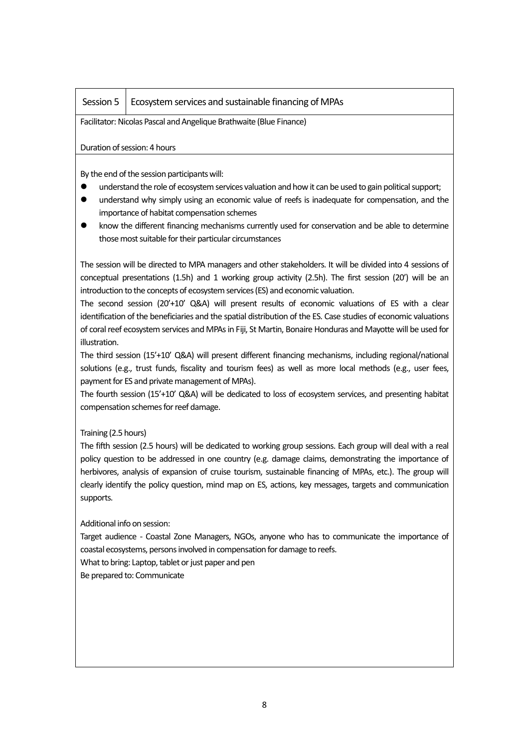| Session 5 | Ecosystem services and sustainable financing of MPAs |
|---|---|

Facilitator: Nicolas Pascal and Angelique Brathwaite (Blue Finance)

Duration of session: 4 hours

By the end of the session participants will:

- understand the role of ecosystem services valuation and how it can be used to gain political support;
- understand why simply using an economic value of reefs is inadequate for compensation, and the importance of habitat compensation schemes
- know the different financing mechanisms currently used for conservation and be able to determine those most suitable for their particular circumstances

The session will be directed to MPA managers and other stakeholders. It will be divided into 4 sessions of conceptual presentations (1.5h) and 1 working group activity (2.5h). The first session (20') will be an introduction to the concepts of ecosystem services (ES) and economic valuation.

The second session (20'+10' Q&A) will present results of economic valuations of ES with a clear identification of the beneficiaries and the spatial distribution of the ES. Case studies of economic valuations of coral reef ecosystem services and MPAs in Fiji, St Martin, Bonaire Honduras and Mayotte will be used for illustration.

The third session (15'+10' Q&A) will present different financing mechanisms, including regional/national solutions (e.g., trust funds, fiscality and tourism fees) as well as more local methods (e.g., user fees, payment for ES and private management of MPAs).

The fourth session (15'+10' Q&A) will be dedicated to loss of ecosystem services, and presenting habitat compensation schemes for reef damage.

Training (2.5 hours)

The fifth session (2.5 hours) will be dedicated to working group sessions. Each group will deal with a real policy question to be addressed in one country (e.g. damage claims, demonstrating the importance of herbivores, analysis of expansion of cruise tourism, sustainable financing of MPAs, etc.). The group will clearly identify the policy question, mind map on ES, actions, key messages, targets and communication supports.

Additional info on session:

Target audience - Coastal Zone Managers, NGOs, anyone who has to communicate the importance of coastal ecosystems, persons involved in compensation for damage to reefs.

What to bring: Laptop, tablet or just paper and pen

Be prepared to: Communicate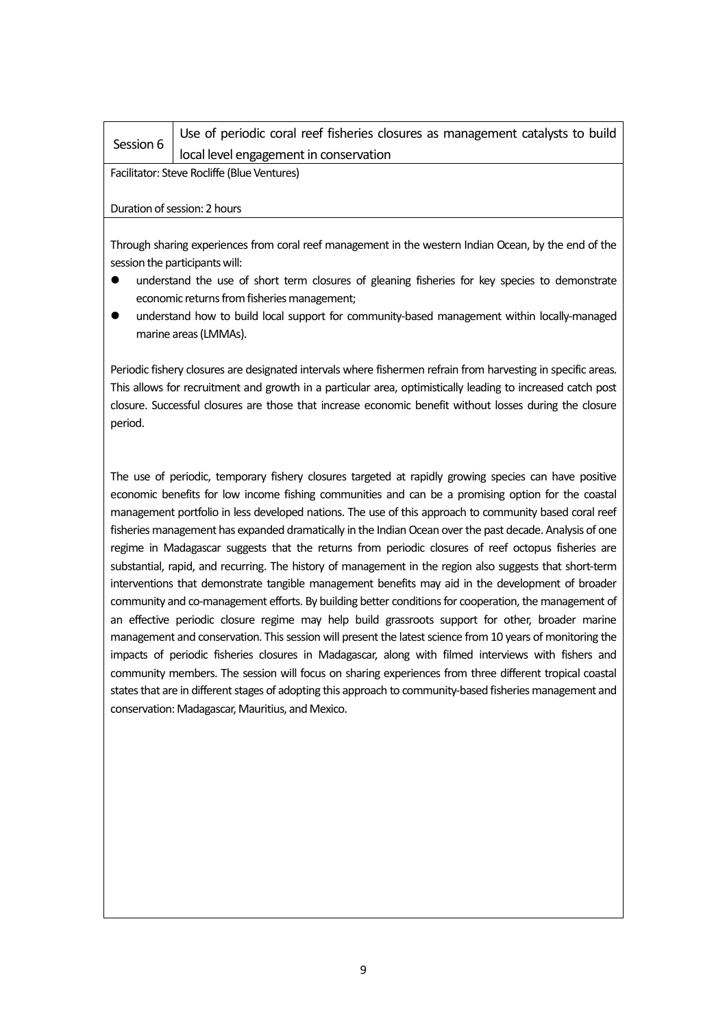| Session 6 | Use of periodic coral reef fisheries closures as management catalysts to build local level engagement in conservation |
|---|---|

Facilitator: Steve Rocliffe (Blue Ventures)

Duration of session: 2 hours

Through sharing experiences from coral reef management in the western Indian Ocean, by the end of the session the participants will:

- understand the use of short term closures of gleaning fisheries for key species to demonstrate economic returns from fisheries management;
- understand how to build local support for community-based management within locally-managed marine areas (LMMAs).

Periodic fishery closures are designated intervals where fishermen refrain from harvesting in specific areas. This allows for recruitment and growth in a particular area, optimistically leading to increased catch post closure. Successful closures are those that increase economic benefit without losses during the closure period.

The use of periodic, temporary fishery closures targeted at rapidly growing species can have positive economic benefits for low income fishing communities and can be a promising option for the coastal management portfolio in less developed nations. The use of this approach to community based coral reef fisheries management has expanded dramatically in the Indian Ocean over the past decade. Analysis of one regime in Madagascar suggests that the returns from periodic closures of reef octopus fisheries are substantial, rapid, and recurring. The history of management in the region also suggests that short-term interventions that demonstrate tangible management benefits may aid in the development of broader community and co-management efforts. By building better conditions for cooperation, the management of an effective periodic closure regime may help build grassroots support for other, broader marine management and conservation. This session will present the latest science from 10 years of monitoring the impacts of periodic fisheries closures in Madagascar, along with filmed interviews with fishers and community members. The session will focus on sharing experiences from three different tropical coastal states that are in different stages of adopting this approach to community-based fisheries management and conservation: Madagascar, Mauritius, and Mexico.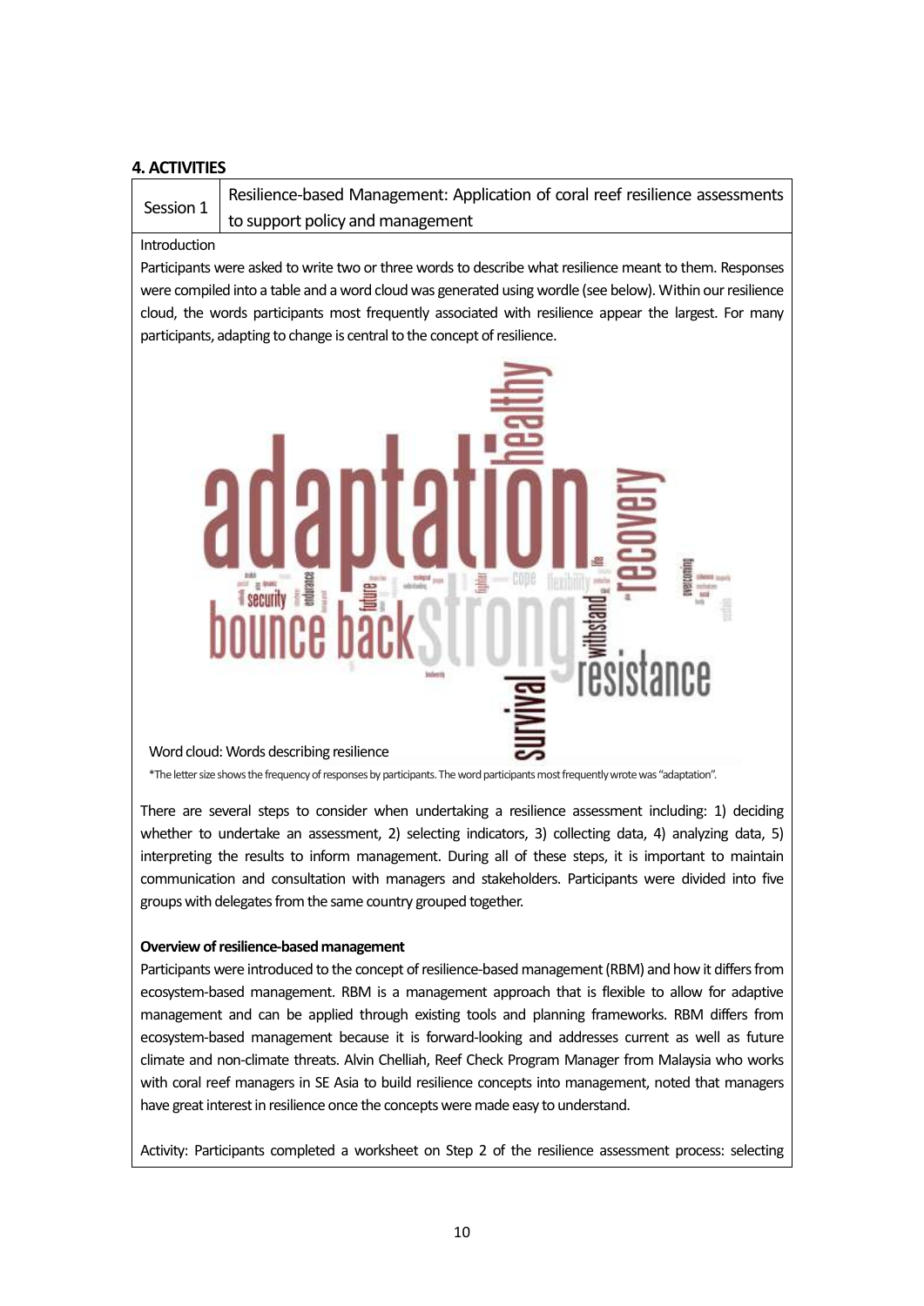## 4. ACTIVITIES

| Session 1 | Resilience-based Management: Application of coral reef resilience assessments to support policy and management |
|---|---|

Introduction

Participants were asked to write two or three words to describe what resilience meant to them. Responses were compiled into a table and a word cloud was generated using wordle (see below). Within our resilience cloud, the words participants most frequently associated with resilience appear the largest. For many participants, adapting to change is central to the concept of resilience.

Word cloud: Words describing resilience

*The letter size shows the frequency of responses by participants. The word participants most frequently wrote was "adaptation".

There are several steps to consider when undertaking a resilience assessment including: 1) deciding whether to undertake an assessment, 2) selecting indicators, 3) collecting data, 4) analyzing data, 5) interpreting the results to inform management. During all of these steps, it is important to maintain communication and consultation with managers and stakeholders. Participants were divided into five groups with delegates from the same country grouped together.

**Overview of resilience-based management**

Participants were introduced to the concept of resilience-based management (RBM) and how it differs from ecosystem-based management. RBM is a management approach that is flexible to allow for adaptive management and can be applied through existing tools and planning frameworks. RBM differs from ecosystem-based management because it is forward-looking and addresses current as well as future climate and non-climate threats. Alvin Chelliah, Reef Check Program Manager from Malaysia who works with coral reef managers in SE Asia to build resilience concepts into management, noted that managers have great interest in resilience once the concepts were made easy to understand.

Activity: Participants completed a worksheet on Step 2 of the resilience assessment process: selecting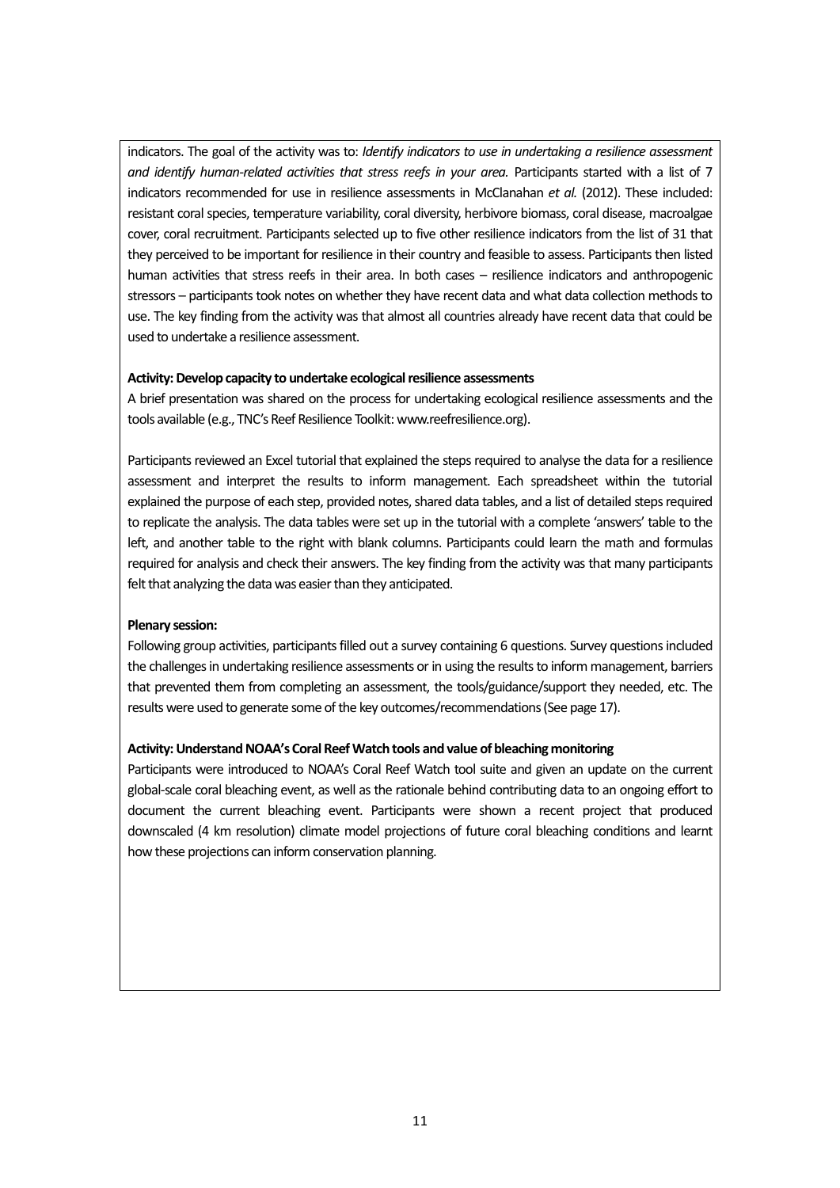indicators. The goal of the activity was to: *Identify indicators to use in undertaking a resilience assessment and identify human-related activities that stress reefs in your area.* Participants started with a list of 7 indicators recommended for use in resilience assessments in McClanahan *et al.* (2012). These included: resistant coral species, temperature variability, coral diversity, herbivore biomass, coral disease, macroalgae cover, coral recruitment. Participants selected up to five other resilience indicators from the list of 31 that they perceived to be important for resilience in their country and feasible to assess. Participants then listed human activities that stress reefs in their area. In both cases – resilience indicators and anthropogenic stressors – participants took notes on whether they have recent data and what data collection methods to use. The key finding from the activity was that almost all countries already have recent data that could be used to undertake a resilience assessment.

**Activity: Develop capacity to undertake ecological resilience assessments**
A brief presentation was shared on the process for undertaking ecological resilience assessments and the tools available (e.g., TNC's Reef Resilience Toolkit: www.reefresilience.org).

Participants reviewed an Excel tutorial that explained the steps required to analyse the data for a resilience assessment and interpret the results to inform management. Each spreadsheet within the tutorial explained the purpose of each step, provided notes, shared data tables, and a list of detailed steps required to replicate the analysis. The data tables were set up in the tutorial with a complete 'answers' table to the left, and another table to the right with blank columns. Participants could learn the math and formulas required for analysis and check their answers. The key finding from the activity was that many participants felt that analyzing the data was easier than they anticipated.

**Plenary session:**
Following group activities, participants filled out a survey containing 6 questions. Survey questions included the challenges in undertaking resilience assessments or in using the results to inform management, barriers that prevented them from completing an assessment, the tools/guidance/support they needed, etc. The results were used to generate some of the key outcomes/recommendations (See page 17).

**Activity: Understand NOAA's Coral Reef Watch tools and value of bleaching monitoring**
Participants were introduced to NOAA's Coral Reef Watch tool suite and given an update on the current global-scale coral bleaching event, as well as the rationale behind contributing data to an ongoing effort to document the current bleaching event. Participants were shown a recent project that produced downscaled (4 km resolution) climate model projections of future coral bleaching conditions and learnt how these projections can inform conservation planning.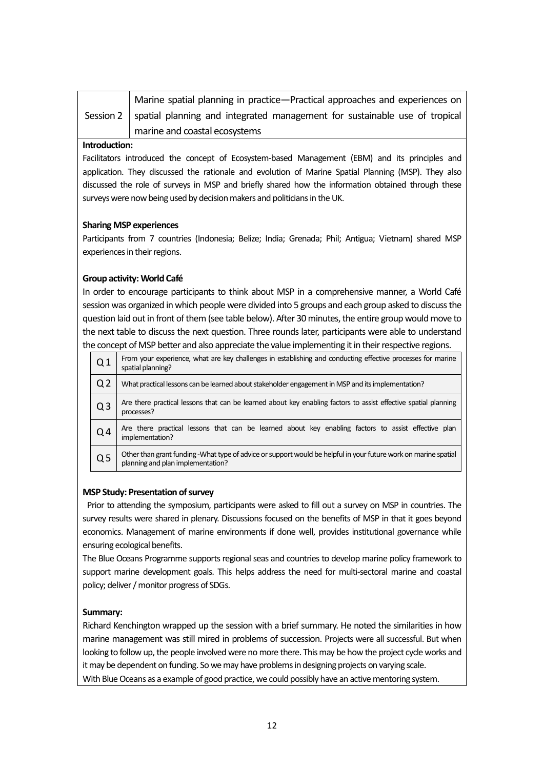| Session 2 | Marine spatial planning in practice—Practical approaches and experiences on spatial planning and integrated management for sustainable use of tropical marine and coastal ecosystems |
|---|---|

**Introduction:**

Facilitators introduced the concept of Ecosystem-based Management (EBM) and its principles and application. They discussed the rationale and evolution of Marine Spatial Planning (MSP). They also discussed the role of surveys in MSP and briefly shared how the information obtained through these surveys were now being used by decision makers and politicians in the UK.

**Sharing MSP experiences**

Participants from 7 countries (Indonesia; Belize; India; Grenada; Phil; Antigua; Vietnam) shared MSP experiences in their regions.

**Group activity: World Café**

In order to encourage participants to think about MSP in a comprehensive manner, a World Café session was organized in which people were divided into 5 groups and each group asked to discuss the question laid out in front of them (see table below). After 30 minutes, the entire group would move to the next table to discuss the next question. Three rounds later, participants were able to understand the concept of MSP better and also appreciate the value implementing it in their respective regions.

| | |
|---|---|
| Q 1 | From your experience, what are key challenges in establishing and conducting effective processes for marine spatial planning? |
| Q 2 | What practical lessons can be learned about stakeholder engagement in MSP and its implementation? |
| Q 3 | Are there practical lessons that can be learned about key enabling factors to assist effective spatial planning processes? |
| Q 4 | Are there practical lessons that can be learned about key enabling factors to assist effective plan implementation? |
| Q 5 | Other than grant funding -What type of advice or support would be helpful in your future work on marine spatial planning and plan implementation? |

**MSP Study: Presentation of survey**

Prior to attending the symposium, participants were asked to fill out a survey on MSP in countries. The survey results were shared in plenary. Discussions focused on the benefits of MSP in that it goes beyond economics. Management of marine environments if done well, provides institutional governance while ensuring ecological benefits.

The Blue Oceans Programme supports regional seas and countries to develop marine policy framework to support marine development goals. This helps address the need for multi-sectoral marine and coastal policy; deliver / monitor progress of SDGs.

**Summary:**

Richard Kenchington wrapped up the session with a brief summary. He noted the similarities in how marine management was still mired in problems of succession. Projects were all successful. But when looking to follow up, the people involved were no more there. This may be how the project cycle works and it may be dependent on funding. So we may have problems in designing projects on varying scale.

With Blue Oceans as a example of good practice, we could possibly have an active mentoring system.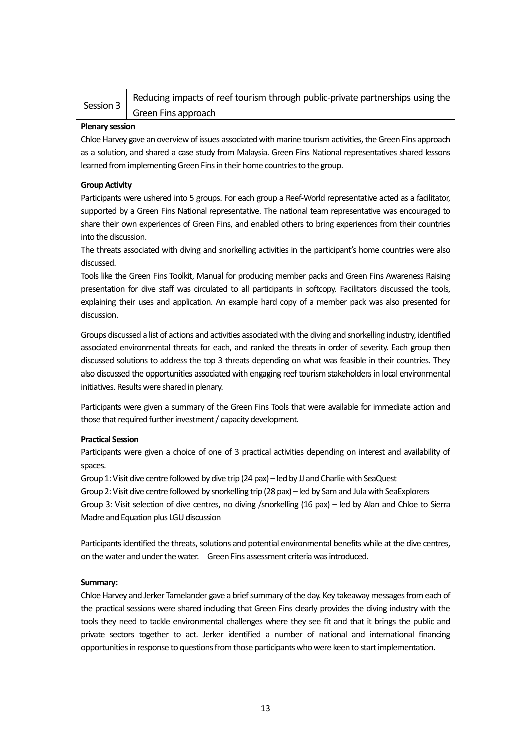| Session 3 | Reducing impacts of reef tourism through public-private partnerships using the Green Fins approach |
|---|---|

**Plenary session**

Chloe Harvey gave an overview of issues associated with marine tourism activities, the Green Fins approach as a solution, and shared a case study from Malaysia. Green Fins National representatives shared lessons learned from implementing Green Fins in their home countries to the group.

**Group Activity**

Participants were ushered into 5 groups. For each group a Reef-World representative acted as a facilitator, supported by a Green Fins National representative. The national team representative was encouraged to share their own experiences of Green Fins, and enabled others to bring experiences from their countries into the discussion.

The threats associated with diving and snorkelling activities in the participant's home countries were also discussed.

Tools like the Green Fins Toolkit, Manual for producing member packs and Green Fins Awareness Raising presentation for dive staff was circulated to all participants in softcopy. Facilitators discussed the tools, explaining their uses and application. An example hard copy of a member pack was also presented for discussion.

Groups discussed a list of actions and activities associated with the diving and snorkelling industry, identified associated environmental threats for each, and ranked the threats in order of severity. Each group then discussed solutions to address the top 3 threats depending on what was feasible in their countries. They also discussed the opportunities associated with engaging reef tourism stakeholders in local environmental initiatives. Results were shared in plenary.

Participants were given a summary of the Green Fins Tools that were available for immediate action and those that required further investment / capacity development.

**Practical Session**

Participants were given a choice of one of 3 practical activities depending on interest and availability of spaces.

Group 1: Visit dive centre followed by dive trip (24 pax) – led by JJ and Charlie with SeaQuest

Group 2: Visit dive centre followed by snorkelling trip (28 pax) – led by Sam and Jula with SeaExplorers

Group 3: Visit selection of dive centres, no diving /snorkelling (16 pax) – led by Alan and Chloe to Sierra Madre and Equation plus LGU discussion

Participants identified the threats, solutions and potential environmental benefits while at the dive centres, on the water and under the water. Green Fins assessment criteria was introduced.

**Summary:**

Chloe Harvey and Jerker Tamelander gave a brief summary of the day. Key takeaway messages from each of the practical sessions were shared including that Green Fins clearly provides the diving industry with the tools they need to tackle environmental challenges where they see fit and that it brings the public and private sectors together to act. Jerker identified a number of national and international financing opportunities in response to questions from those participants who were keen to start implementation.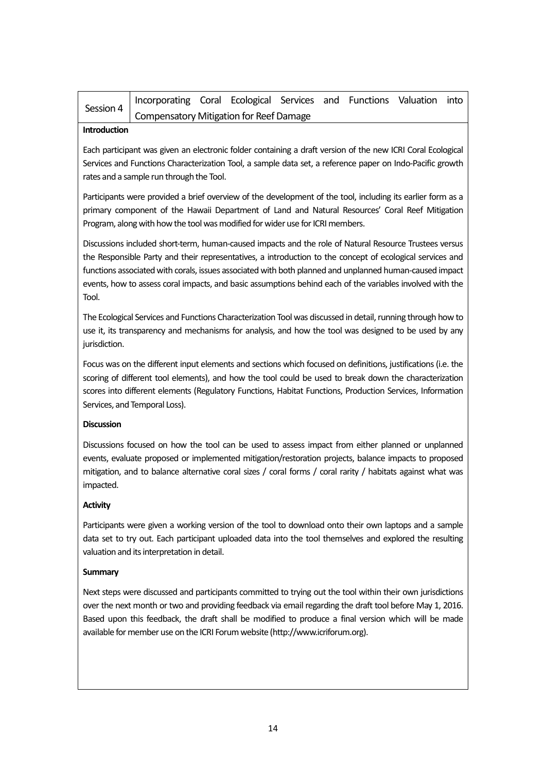| Session 4 | Incorporating Coral Ecological Services and Functions Valuation into Compensatory Mitigation for Reef Damage |
|---|---|

**Introduction**

Each participant was given an electronic folder containing a draft version of the new ICRI Coral Ecological Services and Functions Characterization Tool, a sample data set, a reference paper on Indo-Pacific growth rates and a sample run through the Tool.

Participants were provided a brief overview of the development of the tool, including its earlier form as a primary component of the Hawaii Department of Land and Natural Resources' Coral Reef Mitigation Program, along with how the tool was modified for wider use for ICRI members.

Discussions included short-term, human-caused impacts and the role of Natural Resource Trustees versus the Responsible Party and their representatives, a introduction to the concept of ecological services and functions associated with corals, issues associated with both planned and unplanned human-caused impact events, how to assess coral impacts, and basic assumptions behind each of the variables involved with the Tool.

The Ecological Services and Functions Characterization Tool was discussed in detail, running through how to use it, its transparency and mechanisms for analysis, and how the tool was designed to be used by any jurisdiction.

Focus was on the different input elements and sections which focused on definitions, justifications (i.e. the scoring of different tool elements), and how the tool could be used to break down the characterization scores into different elements (Regulatory Functions, Habitat Functions, Production Services, Information Services, and Temporal Loss).

**Discussion**

Discussions focused on how the tool can be used to assess impact from either planned or unplanned events, evaluate proposed or implemented mitigation/restoration projects, balance impacts to proposed mitigation, and to balance alternative coral sizes / coral forms / coral rarity / habitats against what was impacted.

**Activity**

Participants were given a working version of the tool to download onto their own laptops and a sample data set to try out. Each participant uploaded data into the tool themselves and explored the resulting valuation and its interpretation in detail.

**Summary**

Next steps were discussed and participants committed to trying out the tool within their own jurisdictions over the next month or two and providing feedback via email regarding the draft tool before May 1, 2016. Based upon this feedback, the draft shall be modified to produce a final version which will be made available for member use on the ICRI Forum website (http://www.icriforum.org).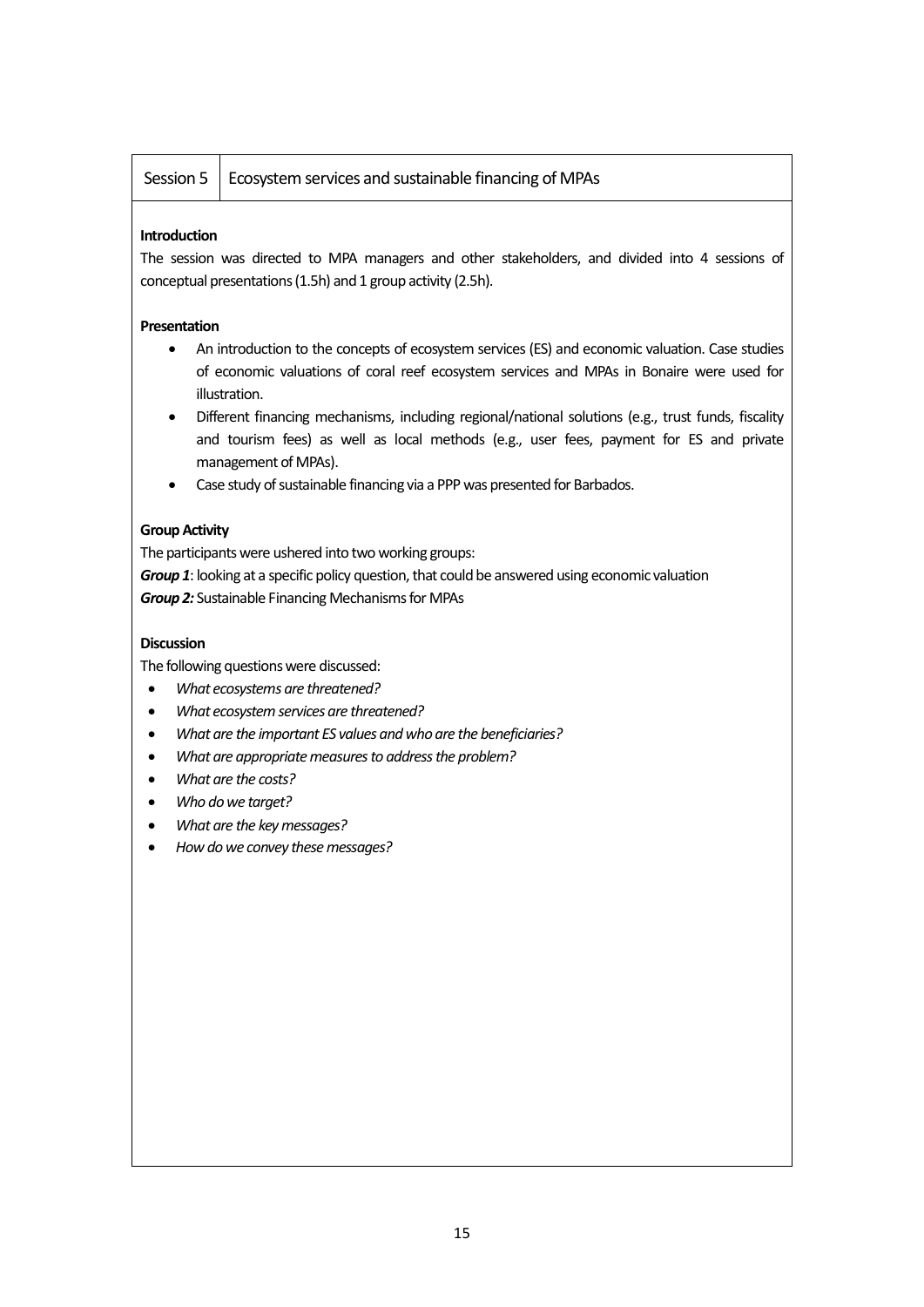| Session 5 | Ecosystem services and sustainable financing of MPAs |
|---|---|

**Introduction**

The session was directed to MPA managers and other stakeholders, and divided into 4 sessions of conceptual presentations (1.5h) and 1 group activity (2.5h).

**Presentation**

- An introduction to the concepts of ecosystem services (ES) and economic valuation. Case studies of economic valuations of coral reef ecosystem services and MPAs in Bonaire were used for illustration.
- Different financing mechanisms, including regional/national solutions (e.g., trust funds, fiscality and tourism fees) as well as local methods (e.g., user fees, payment for ES and private management of MPAs).
- Case study of sustainable financing via a PPP was presented for Barbados.

**Group Activity**

The participants were ushered into two working groups:

***Group 1***: looking at a specific policy question, that could be answered using economic valuation

***Group 2:*** Sustainable Financing Mechanisms for MPAs

**Discussion**

The following questions were discussed:

- *What ecosystems are threatened?*
- *What ecosystem services are threatened?*
- *What are the important ES values and who are the beneficiaries?*
- *What are appropriate measures to address the problem?*
- *What are the costs?*
- *Who do we target?*
- *What are the key messages?*
- *How do we convey these messages?*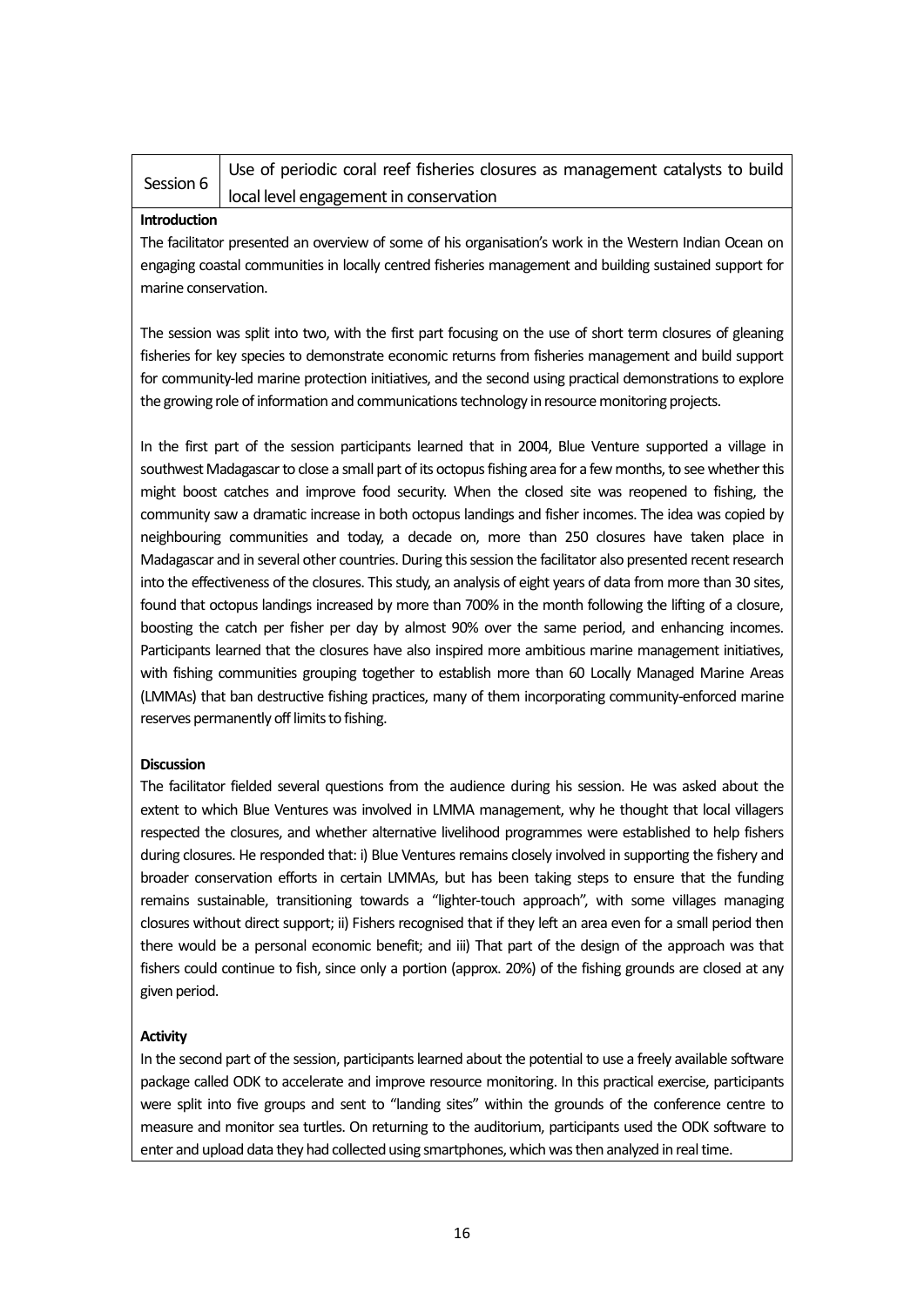| Session 6 | Use of periodic coral reef fisheries closures as management catalysts to build local level engagement in conservation |
|---|---|

**Introduction**

The facilitator presented an overview of some of his organisation's work in the Western Indian Ocean on engaging coastal communities in locally centred fisheries management and building sustained support for marine conservation.

The session was split into two, with the first part focusing on the use of short term closures of gleaning fisheries for key species to demonstrate economic returns from fisheries management and build support for community-led marine protection initiatives, and the second using practical demonstrations to explore the growing role of information and communications technology in resource monitoring projects.

In the first part of the session participants learned that in 2004, Blue Venture supported a village in southwest Madagascar to close a small part of its octopus fishing area for a few months, to see whether this might boost catches and improve food security. When the closed site was reopened to fishing, the community saw a dramatic increase in both octopus landings and fisher incomes. The idea was copied by neighbouring communities and today, a decade on, more than 250 closures have taken place in Madagascar and in several other countries. During this session the facilitator also presented recent research into the effectiveness of the closures. This study, an analysis of eight years of data from more than 30 sites, found that octopus landings increased by more than 700% in the month following the lifting of a closure, boosting the catch per fisher per day by almost 90% over the same period, and enhancing incomes. Participants learned that the closures have also inspired more ambitious marine management initiatives, with fishing communities grouping together to establish more than 60 Locally Managed Marine Areas (LMMAs) that ban destructive fishing practices, many of them incorporating community-enforced marine reserves permanently off limits to fishing.

**Discussion**

The facilitator fielded several questions from the audience during his session. He was asked about the extent to which Blue Ventures was involved in LMMA management, why he thought that local villagers respected the closures, and whether alternative livelihood programmes were established to help fishers during closures. He responded that: i) Blue Ventures remains closely involved in supporting the fishery and broader conservation efforts in certain LMMAs, but has been taking steps to ensure that the funding remains sustainable, transitioning towards a "lighter-touch approach", with some villages managing closures without direct support; ii) Fishers recognised that if they left an area even for a small period then there would be a personal economic benefit; and iii) That part of the design of the approach was that fishers could continue to fish, since only a portion (approx. 20%) of the fishing grounds are closed at any given period.

**Activity**

In the second part of the session, participants learned about the potential to use a freely available software package called ODK to accelerate and improve resource monitoring. In this practical exercise, participants were split into five groups and sent to "landing sites" within the grounds of the conference centre to measure and monitor sea turtles. On returning to the auditorium, participants used the ODK software to enter and upload data they had collected using smartphones, which was then analyzed in real time.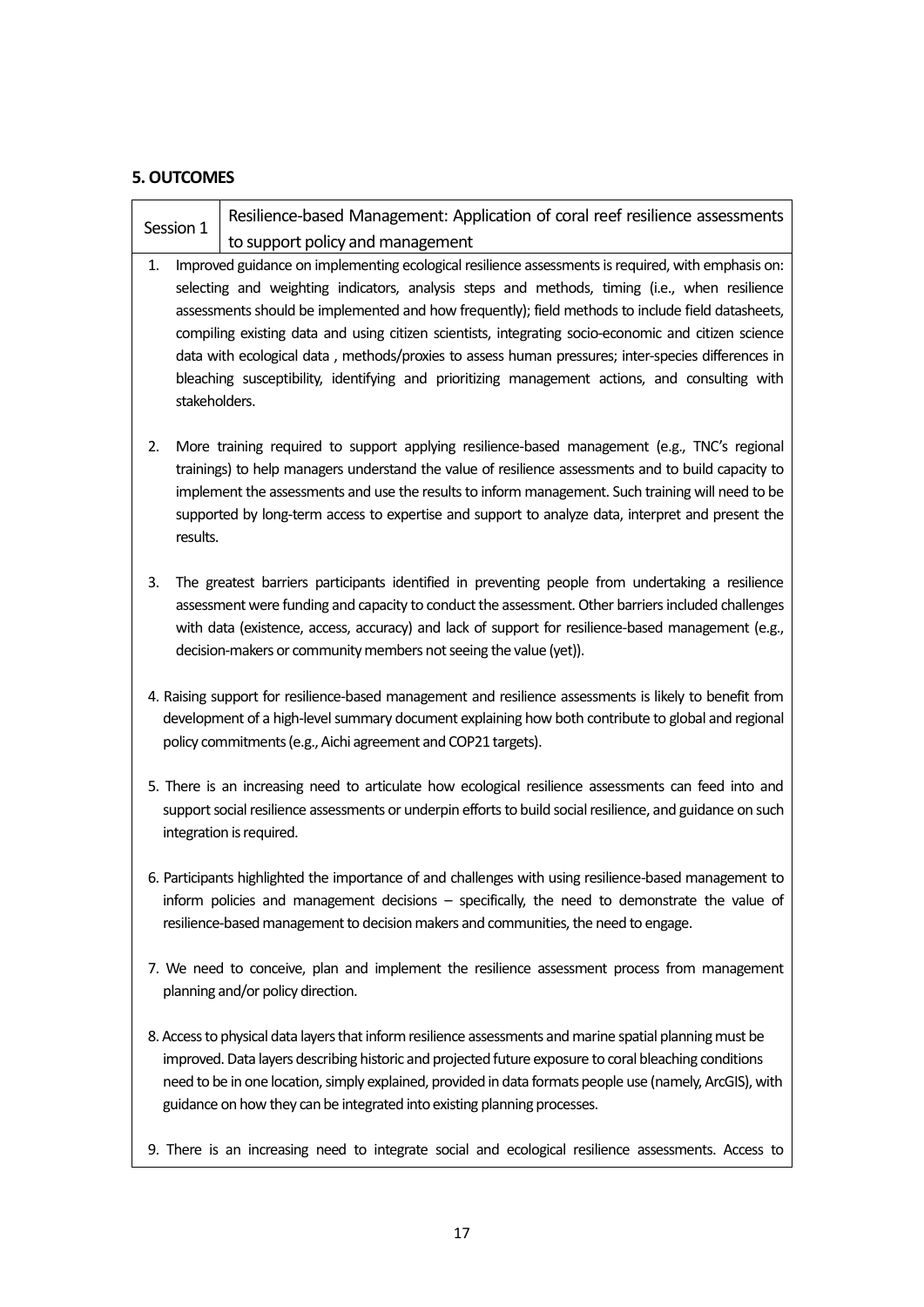## 5. OUTCOMES

| Session 1 | Resilience-based Management: Application of coral reef resilience assessments to support policy and management |
|---|---|

1. Improved guidance on implementing ecological resilience assessments is required, with emphasis on: selecting and weighting indicators, analysis steps and methods, timing (i.e., when resilience assessments should be implemented and how frequently); field methods to include field datasheets, compiling existing data and using citizen scientists, integrating socio-economic and citizen science data with ecological data , methods/proxies to assess human pressures; inter-species differences in bleaching susceptibility, identifying and prioritizing management actions, and consulting with stakeholders.

2. More training required to support applying resilience-based management (e.g., TNC's regional trainings) to help managers understand the value of resilience assessments and to build capacity to implement the assessments and use the results to inform management. Such training will need to be supported by long-term access to expertise and support to analyze data, interpret and present the results.

3. The greatest barriers participants identified in preventing people from undertaking a resilience assessment were funding and capacity to conduct the assessment. Other barriers included challenges with data (existence, access, accuracy) and lack of support for resilience-based management (e.g., decision-makers or community members not seeing the value (yet)).

4. Raising support for resilience-based management and resilience assessments is likely to benefit from development of a high-level summary document explaining how both contribute to global and regional policy commitments (e.g., Aichi agreement and COP21 targets).

5. There is an increasing need to articulate how ecological resilience assessments can feed into and support social resilience assessments or underpin efforts to build social resilience, and guidance on such integration is required.

6. Participants highlighted the importance of and challenges with using resilience-based management to inform policies and management decisions – specifically, the need to demonstrate the value of resilience-based management to decision makers and communities, the need to engage.

7. We need to conceive, plan and implement the resilience assessment process from management planning and/or policy direction.

8. Access to physical data layers that inform resilience assessments and marine spatial planning must be improved. Data layers describing historic and projected future exposure to coral bleaching conditions need to be in one location, simply explained, provided in data formats people use (namely, ArcGIS), with guidance on how they can be integrated into existing planning processes.

9. There is an increasing need to integrate social and ecological resilience assessments. Access to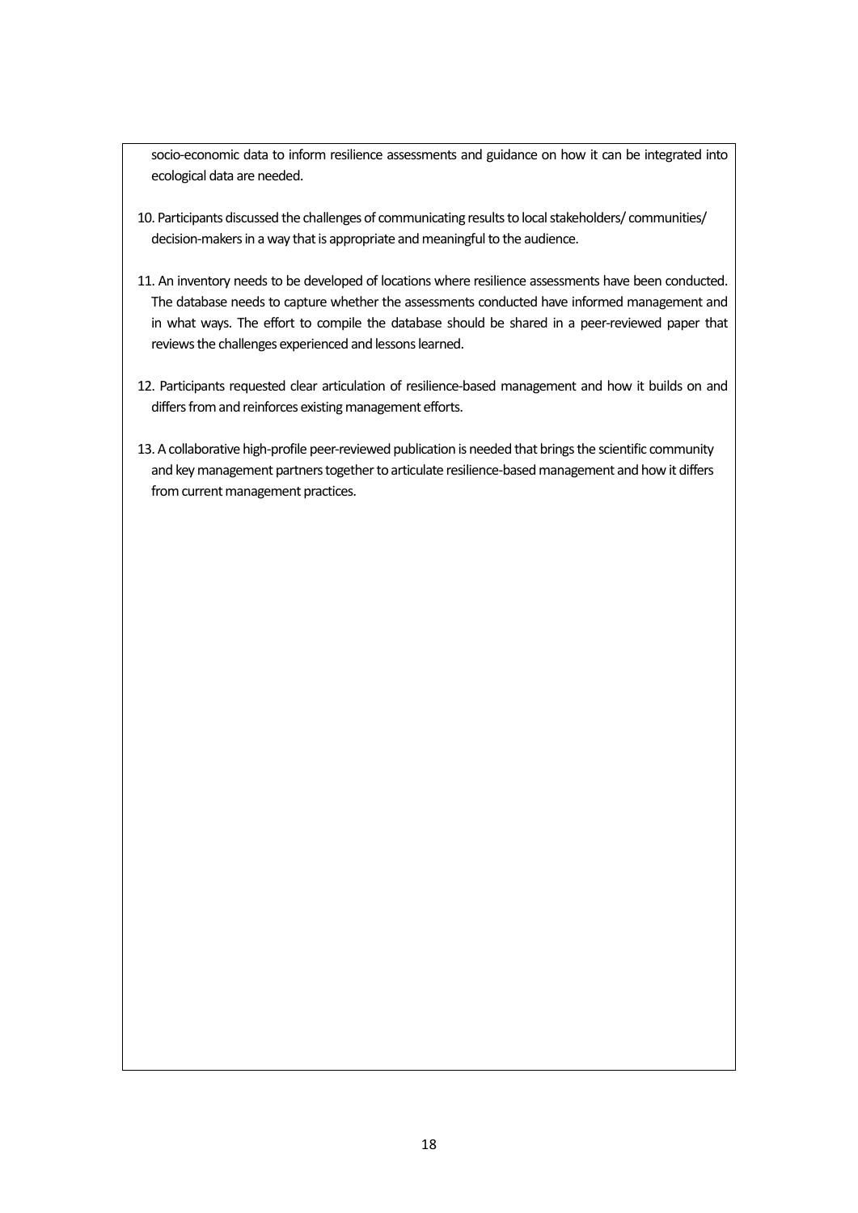socio-economic data to inform resilience assessments and guidance on how it can be integrated into ecological data are needed.

10. Participants discussed the challenges of communicating results to local stakeholders/ communities/ decision-makers in a way that is appropriate and meaningful to the audience.

11. An inventory needs to be developed of locations where resilience assessments have been conducted. The database needs to capture whether the assessments conducted have informed management and in what ways. The effort to compile the database should be shared in a peer-reviewed paper that reviews the challenges experienced and lessons learned.

12. Participants requested clear articulation of resilience-based management and how it builds on and differs from and reinforces existing management efforts.

13. A collaborative high-profile peer-reviewed publication is needed that brings the scientific community and key management partners together to articulate resilience-based management and how it differs from current management practices.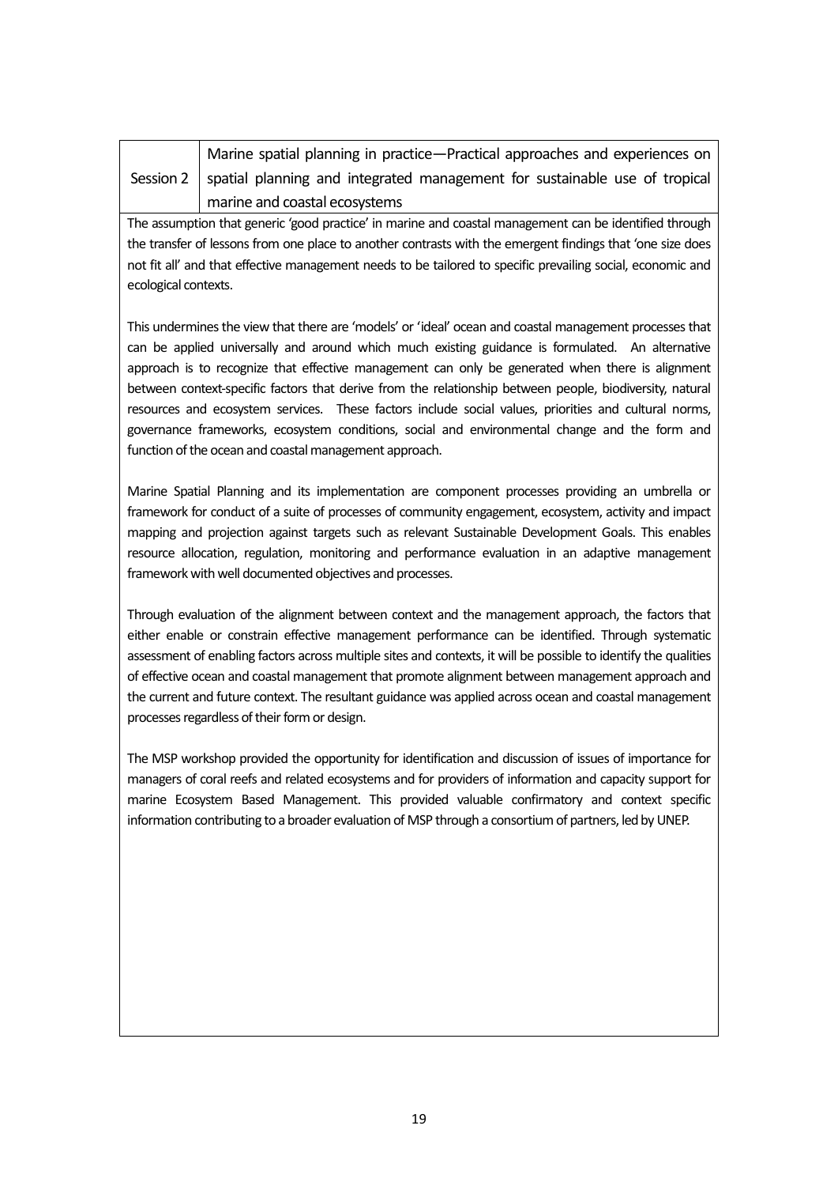| Session 2 | Marine spatial planning in practice—Practical approaches and experiences on spatial planning and integrated management for sustainable use of tropical marine and coastal ecosystems |
|---|---|

The assumption that generic 'good practice' in marine and coastal management can be identified through the transfer of lessons from one place to another contrasts with the emergent findings that 'one size does not fit all' and that effective management needs to be tailored to specific prevailing social, economic and ecological contexts.

This undermines the view that there are 'models' or 'ideal' ocean and coastal management processes that can be applied universally and around which much existing guidance is formulated. An alternative approach is to recognize that effective management can only be generated when there is alignment between context-specific factors that derive from the relationship between people, biodiversity, natural resources and ecosystem services. These factors include social values, priorities and cultural norms, governance frameworks, ecosystem conditions, social and environmental change and the form and function of the ocean and coastal management approach.

Marine Spatial Planning and its implementation are component processes providing an umbrella or framework for conduct of a suite of processes of community engagement, ecosystem, activity and impact mapping and projection against targets such as relevant Sustainable Development Goals. This enables resource allocation, regulation, monitoring and performance evaluation in an adaptive management framework with well documented objectives and processes.

Through evaluation of the alignment between context and the management approach, the factors that either enable or constrain effective management performance can be identified. Through systematic assessment of enabling factors across multiple sites and contexts, it will be possible to identify the qualities of effective ocean and coastal management that promote alignment between management approach and the current and future context. The resultant guidance was applied across ocean and coastal management processes regardless of their form or design.

The MSP workshop provided the opportunity for identification and discussion of issues of importance for managers of coral reefs and related ecosystems and for providers of information and capacity support for marine Ecosystem Based Management. This provided valuable confirmatory and context specific information contributing to a broader evaluation of MSP through a consortium of partners, led by UNEP.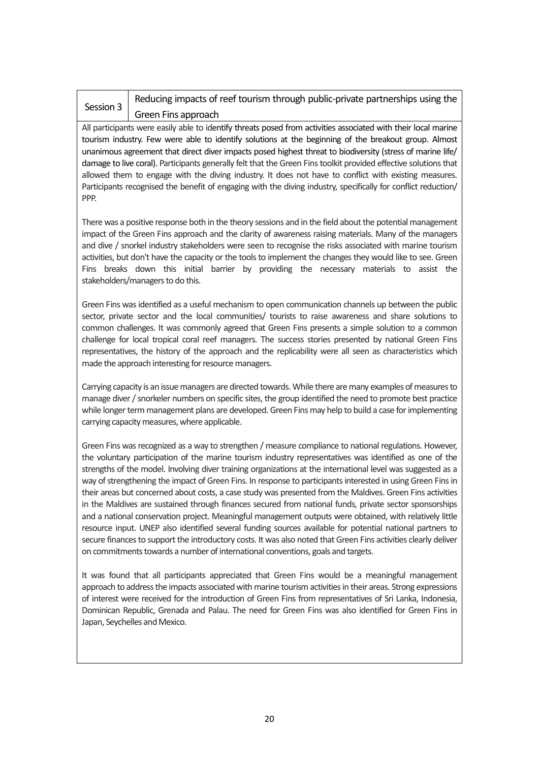| Session 3 | Reducing impacts of reef tourism through public-private partnerships using the Green Fins approach |
| --- | --- |

All participants were easily able to identify threats posed from activities associated with their local marine tourism industry. Few were able to identify solutions at the beginning of the breakout group. Almost unanimous agreement that direct diver impacts posed highest threat to biodiversity (stress of marine life/ damage to live coral). Participants generally felt that the Green Fins toolkit provided effective solutions that allowed them to engage with the diving industry. It does not have to conflict with existing measures. Participants recognised the benefit of engaging with the diving industry, specifically for conflict reduction/ PPP.

There was a positive response both in the theory sessions and in the field about the potential management impact of the Green Fins approach and the clarity of awareness raising materials. Many of the managers and dive / snorkel industry stakeholders were seen to recognise the risks associated with marine tourism activities, but don't have the capacity or the tools to implement the changes they would like to see. Green Fins breaks down this initial barrier by providing the necessary materials to assist the stakeholders/managers to do this.

Green Fins was identified as a useful mechanism to open communication channels up between the public sector, private sector and the local communities/ tourists to raise awareness and share solutions to common challenges. It was commonly agreed that Green Fins presents a simple solution to a common challenge for local tropical coral reef managers. The success stories presented by national Green Fins representatives, the history of the approach and the replicability were all seen as characteristics which made the approach interesting for resource managers.

Carrying capacity is an issue managers are directed towards. While there are many examples of measures to manage diver / snorkeler numbers on specific sites, the group identified the need to promote best practice while longer term management plans are developed. Green Fins may help to build a case for implementing carrying capacity measures, where applicable.

Green Fins was recognized as a way to strengthen / measure compliance to national regulations. However, the voluntary participation of the marine tourism industry representatives was identified as one of the strengths of the model. Involving diver training organizations at the international level was suggested as a way of strengthening the impact of Green Fins. In response to participants interested in using Green Fins in their areas but concerned about costs, a case study was presented from the Maldives. Green Fins activities in the Maldives are sustained through finances secured from national funds, private sector sponsorships and a national conservation project. Meaningful management outputs were obtained, with relatively little resource input. UNEP also identified several funding sources available for potential national partners to secure finances to support the introductory costs. It was also noted that Green Fins activities clearly deliver on commitments towards a number of international conventions, goals and targets.

It was found that all participants appreciated that Green Fins would be a meaningful management approach to address the impacts associated with marine tourism activities in their areas. Strong expressions of interest were received for the introduction of Green Fins from representatives of Sri Lanka, Indonesia, Dominican Republic, Grenada and Palau. The need for Green Fins was also identified for Green Fins in Japan, Seychelles and Mexico.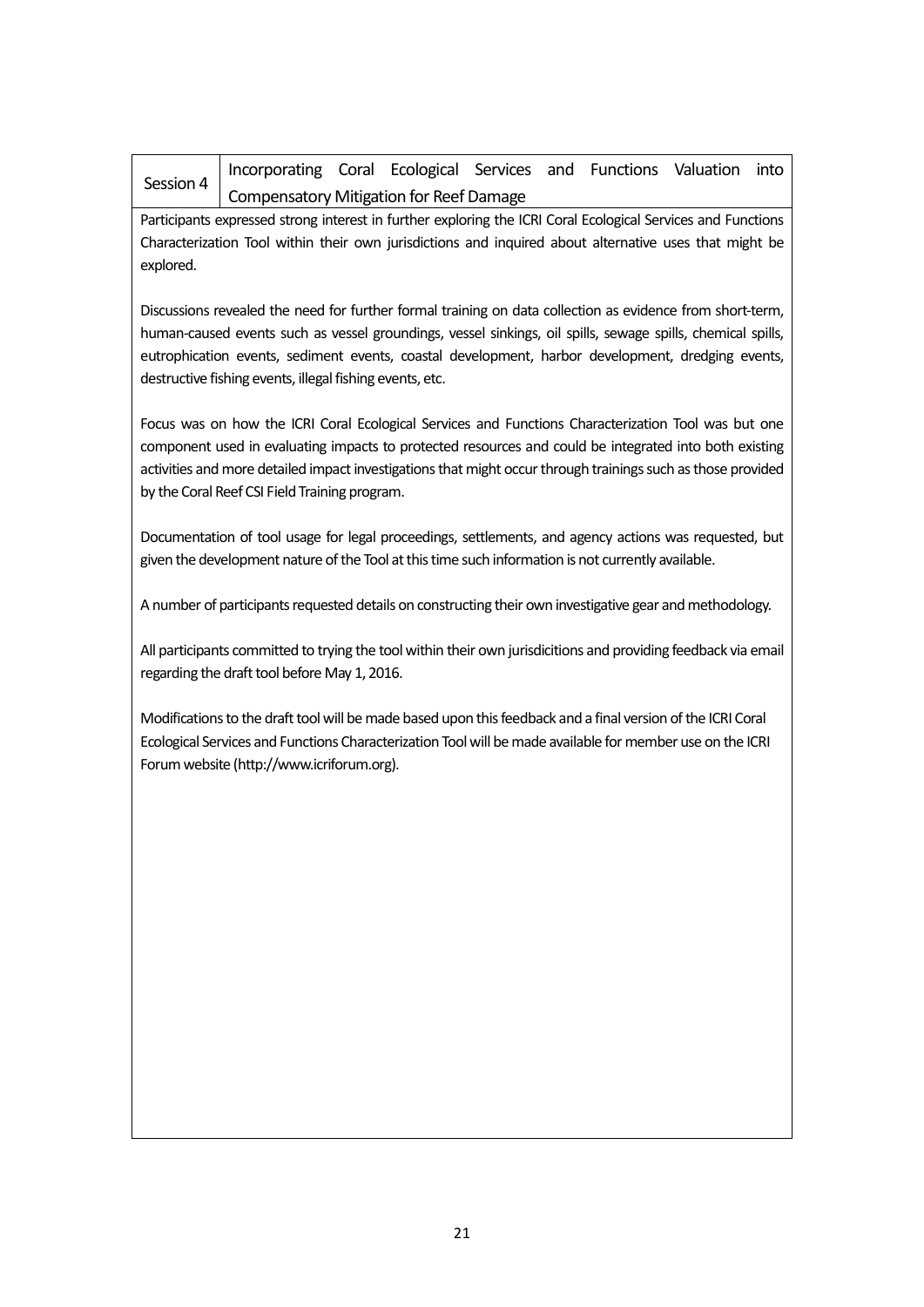| Session 4 | Incorporating Coral Ecological Services and Functions Valuation into Compensatory Mitigation for Reef Damage |
| --- | --- |

Participants expressed strong interest in further exploring the ICRI Coral Ecological Services and Functions Characterization Tool within their own jurisdictions and inquired about alternative uses that might be explored.

Discussions revealed the need for further formal training on data collection as evidence from short-term, human-caused events such as vessel groundings, vessel sinkings, oil spills, sewage spills, chemical spills, eutrophication events, sediment events, coastal development, harbor development, dredging events, destructive fishing events, illegal fishing events, etc.

Focus was on how the ICRI Coral Ecological Services and Functions Characterization Tool was but one component used in evaluating impacts to protected resources and could be integrated into both existing activities and more detailed impact investigations that might occur through trainings such as those provided by the Coral Reef CSI Field Training program.

Documentation of tool usage for legal proceedings, settlements, and agency actions was requested, but given the development nature of the Tool at this time such information is not currently available.

A number of participants requested details on constructing their own investigative gear and methodology.

All participants committed to trying the tool within their own jurisdicitions and providing feedback via email regarding the draft tool before May 1, 2016.

Modifications to the draft tool will be made based upon this feedback and a final version of the ICRI Coral Ecological Services and Functions Characterization Tool will be made available for member use on the ICRI Forum website (http://www.icriforum.org).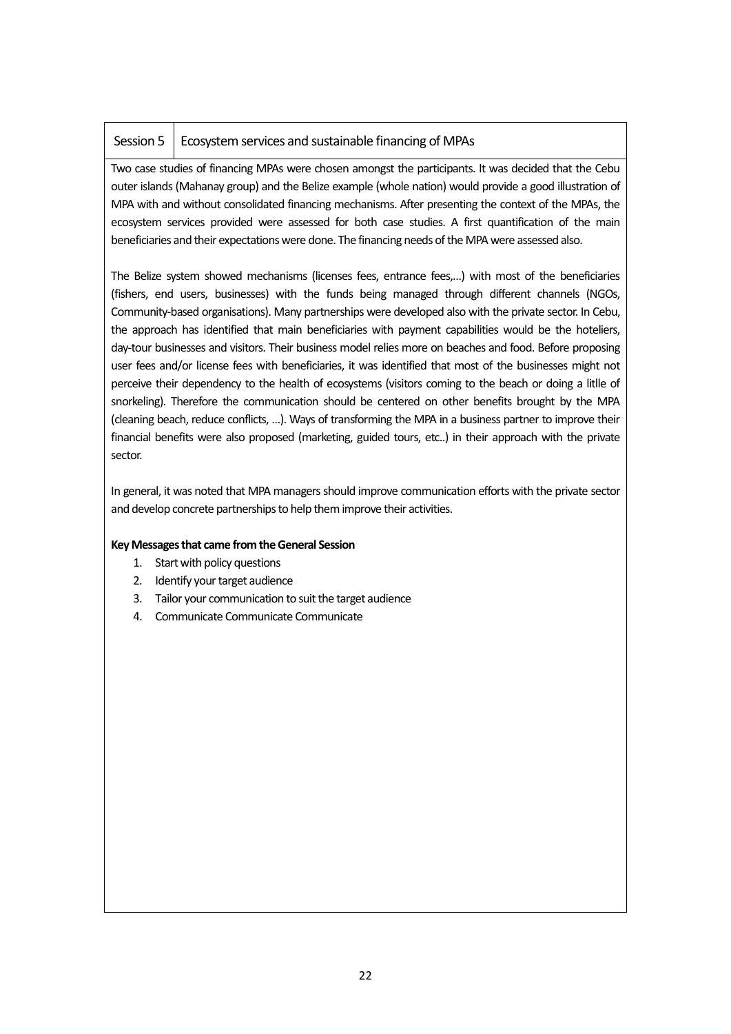| Session 5 | Ecosystem services and sustainable financing of MPAs |
| --- | --- |

Two case studies of financing MPAs were chosen amongst the participants. It was decided that the Cebu outer islands (Mahanay group) and the Belize example (whole nation) would provide a good illustration of MPA with and without consolidated financing mechanisms. After presenting the context of the MPAs, the ecosystem services provided were assessed for both case studies. A first quantification of the main beneficiaries and their expectations were done. The financing needs of the MPA were assessed also.

The Belize system showed mechanisms (licenses fees, entrance fees,…) with most of the beneficiaries (fishers, end users, businesses) with the funds being managed through different channels (NGOs, Community-based organisations). Many partnerships were developed also with the private sector. In Cebu, the approach has identified that main beneficiaries with payment capabilities would be the hoteliers, day-tour businesses and visitors. Their business model relies more on beaches and food. Before proposing user fees and/or license fees with beneficiaries, it was identified that most of the businesses might not perceive their dependency to the health of ecosystems (visitors coming to the beach or doing a litlle of snorkeling). Therefore the communication should be centered on other benefits brought by the MPA (cleaning beach, reduce conflicts, …). Ways of transforming the MPA in a business partner to improve their financial benefits were also proposed (marketing, guided tours, etc..) in their approach with the private sector.

In general, it was noted that MPA managers should improve communication efforts with the private sector and develop concrete partnerships to help them improve their activities.

**Key Messages that came from the General Session**

1. Start with policy questions
2. Identify your target audience
3. Tailor your communication to suit the target audience
4. Communicate Communicate Communicate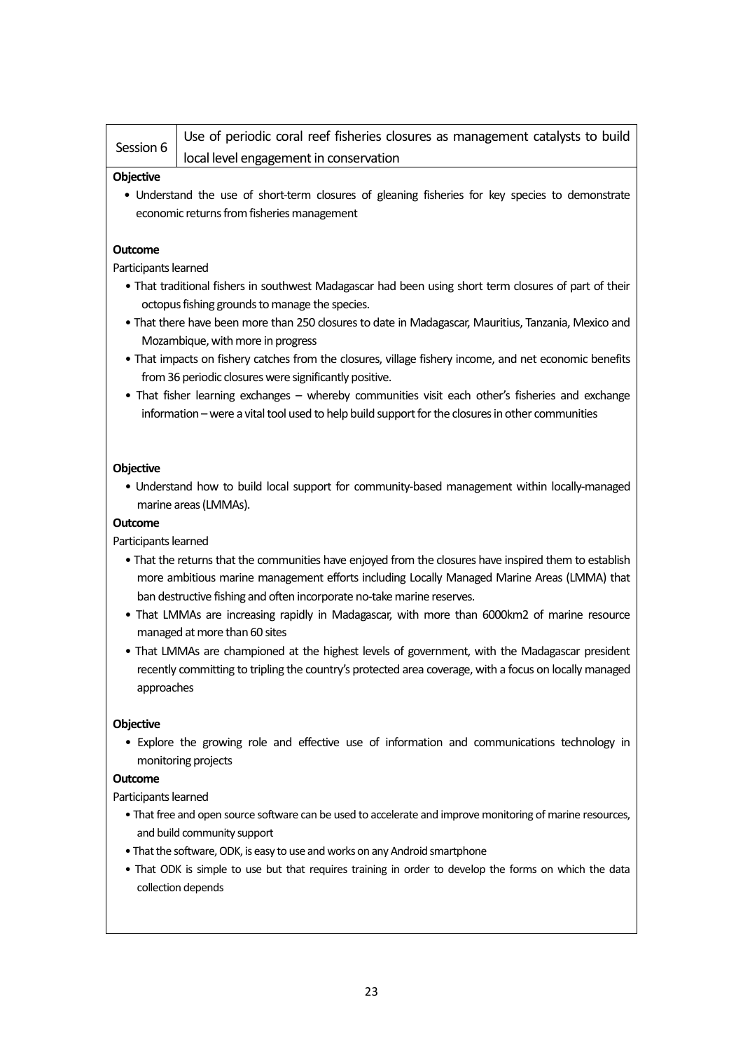| Session 6 | Use of periodic coral reef fisheries closures as management catalysts to build local level engagement in conservation |
|---|---|

**Objective**

- Understand the use of short-term closures of gleaning fisheries for key species to demonstrate economic returns from fisheries management

**Outcome**

Participants learned

- That traditional fishers in southwest Madagascar had been using short term closures of part of their octopus fishing grounds to manage the species.
- That there have been more than 250 closures to date in Madagascar, Mauritius, Tanzania, Mexico and Mozambique, with more in progress
- That impacts on fishery catches from the closures, village fishery income, and net economic benefits from 36 periodic closures were significantly positive.
- That fisher learning exchanges – whereby communities visit each other's fisheries and exchange information – were a vital tool used to help build support for the closures in other communities

**Objective**

- Understand how to build local support for community-based management within locally-managed marine areas (LMMAs).

**Outcome**

Participants learned

- That the returns that the communities have enjoyed from the closures have inspired them to establish more ambitious marine management efforts including Locally Managed Marine Areas (LMMA) that ban destructive fishing and often incorporate no-take marine reserves.
- That LMMAs are increasing rapidly in Madagascar, with more than 6000km2 of marine resource managed at more than 60 sites
- That LMMAs are championed at the highest levels of government, with the Madagascar president recently committing to tripling the country's protected area coverage, with a focus on locally managed approaches

**Objective**

- Explore the growing role and effective use of information and communications technology in monitoring projects

**Outcome**

Participants learned

- That free and open source software can be used to accelerate and improve monitoring of marine resources, and build community support
- That the software, ODK, is easy to use and works on any Android smartphone
- That ODK is simple to use but that requires training in order to develop the forms on which the data collection depends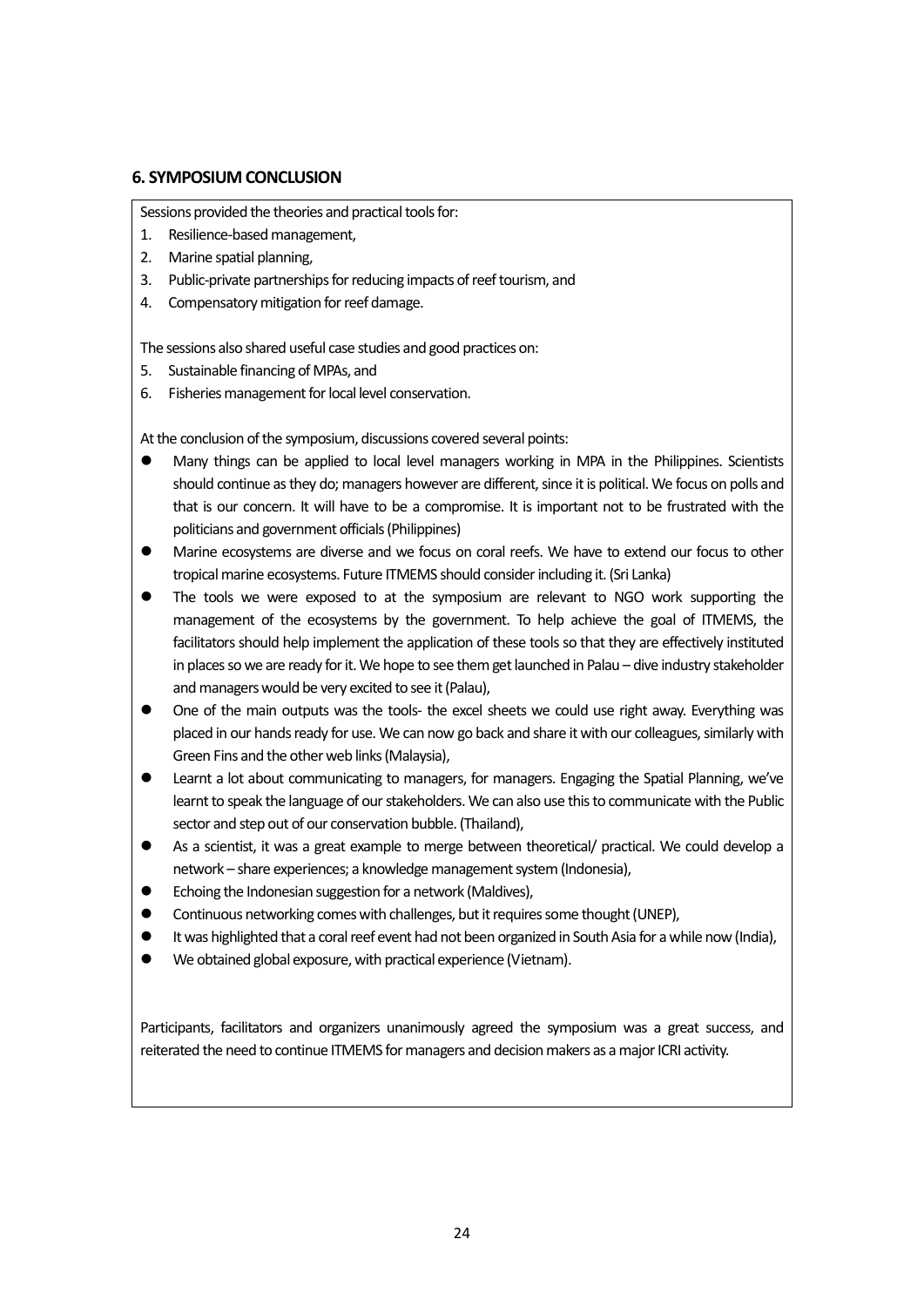## 6. SYMPOSIUM CONCLUSION

Sessions provided the theories and practical tools for:

1. Resilience-based management,
2. Marine spatial planning,
3. Public-private partnerships for reducing impacts of reef tourism, and
4. Compensatory mitigation for reef damage.

The sessions also shared useful case studies and good practices on:

5. Sustainable financing of MPAs, and
6. Fisheries management for local level conservation.

At the conclusion of the symposium, discussions covered several points:

- Many things can be applied to local level managers working in MPA in the Philippines. Scientists should continue as they do; managers however are different, since it is political. We focus on polls and that is our concern. It will have to be a compromise. It is important not to be frustrated with the politicians and government officials (Philippines)
- Marine ecosystems are diverse and we focus on coral reefs. We have to extend our focus to other tropical marine ecosystems. Future ITMEMS should consider including it. (Sri Lanka)
- The tools we were exposed to at the symposium are relevant to NGO work supporting the management of the ecosystems by the government. To help achieve the goal of ITMEMS, the facilitators should help implement the application of these tools so that they are effectively instituted in places so we are ready for it. We hope to see them get launched in Palau – dive industry stakeholder and managers would be very excited to see it (Palau),
- One of the main outputs was the tools- the excel sheets we could use right away. Everything was placed in our hands ready for use. We can now go back and share it with our colleagues, similarly with Green Fins and the other web links (Malaysia),
- Learnt a lot about communicating to managers, for managers. Engaging the Spatial Planning, we've learnt to speak the language of our stakeholders. We can also use this to communicate with the Public sector and step out of our conservation bubble. (Thailand),
- As a scientist, it was a great example to merge between theoretical/ practical. We could develop a network – share experiences; a knowledge management system (Indonesia),
- Echoing the Indonesian suggestion for a network (Maldives),
- Continuous networking comes with challenges, but it requires some thought (UNEP),
- It was highlighted that a coral reef event had not been organized in South Asia for a while now (India),
- We obtained global exposure, with practical experience (Vietnam).

Participants, facilitators and organizers unanimously agreed the symposium was a great success, and reiterated the need to continue ITMEMS for managers and decision makers as a major ICRI activity.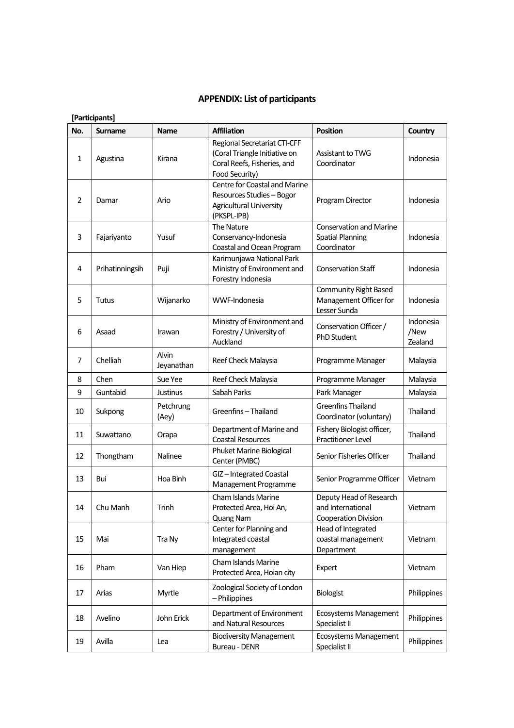## APPENDIX: List of participants

**[Participants]**

| No. | Surname | Name | Affiliation | Position | Country |
|---|---|---|---|---|---|
| 1 | Agustina | Kirana | Regional Secretariat CTI-CFF (Coral Triangle Initiative on Coral Reefs, Fisheries, and Food Security) | Assistant to TWG Coordinator | Indonesia |
| 2 | Damar | Ario | Centre for Coastal and Marine Resources Studies – Bogor Agricultural University (PKSPL-IPB) | Program Director | Indonesia |
| 3 | Fajariyanto | Yusuf | The Nature Conservancy-Indonesia Coastal and Ocean Program | Conservation and Marine Spatial Planning Coordinator | Indonesia |
| 4 | Prihatinningsih | Puji | Karimunjawa National Park Ministry of Environment and Forestry Indonesia | Conservation Staff | Indonesia |
| 5 | Tutus | Wijanarko | WWF-Indonesia | Community Right Based Management Officer for Lesser Sunda | Indonesia |
| 6 | Asaad | Irawan | Ministry of Environment and Forestry / University of Auckland | Conservation Officer / PhD Student | Indonesia /New Zealand |
| 7 | Chelliah | Alvin Jeyanathan | Reef Check Malaysia | Programme Manager | Malaysia |
| 8 | Chen | Sue Yee | Reef Check Malaysia | Programme Manager | Malaysia |
| 9 | Guntabid | Justinus | Sabah Parks | Park Manager | Malaysia |
| 10 | Sukpong | Petchrung (Aey) | Greenfins – Thailand | Greenfins Thailand Coordinator (voluntary) | Thailand |
| 11 | Suwattano | Orapa | Department of Marine and Coastal Resources | Fishery Biologist officer, Practitioner Level | Thailand |
| 12 | Thongtham | Nalinee | Phuket Marine Biological Center (PMBC) | Senior Fisheries Officer | Thailand |
| 13 | Bui | Hoa Binh | GIZ – Integrated Coastal Management Programme | Senior Programme Officer | Vietnam |
| 14 | Chu Manh | Trinh | Cham Islands Marine Protected Area, Hoi An, Quang Nam | Deputy Head of Research and International Cooperation Division | Vietnam |
| 15 | Mai | Tra Ny | Center for Planning and Integrated coastal management | Head of Integrated coastal management Department | Vietnam |
| 16 | Pham | Van Hiep | Cham Islands Marine Protected Area, Hoian city | Expert | Vietnam |
| 17 | Arias | Myrtle | Zoological Society of London – Philippines | Biologist | Philippines |
| 18 | Avelino | John Erick | Department of Environment and Natural Resources | Ecosystems Management Specialist II | Philippines |
| 19 | Avilla | Lea | Biodiversity Management Bureau - DENR | Ecosystems Management Specialist II | Philippines |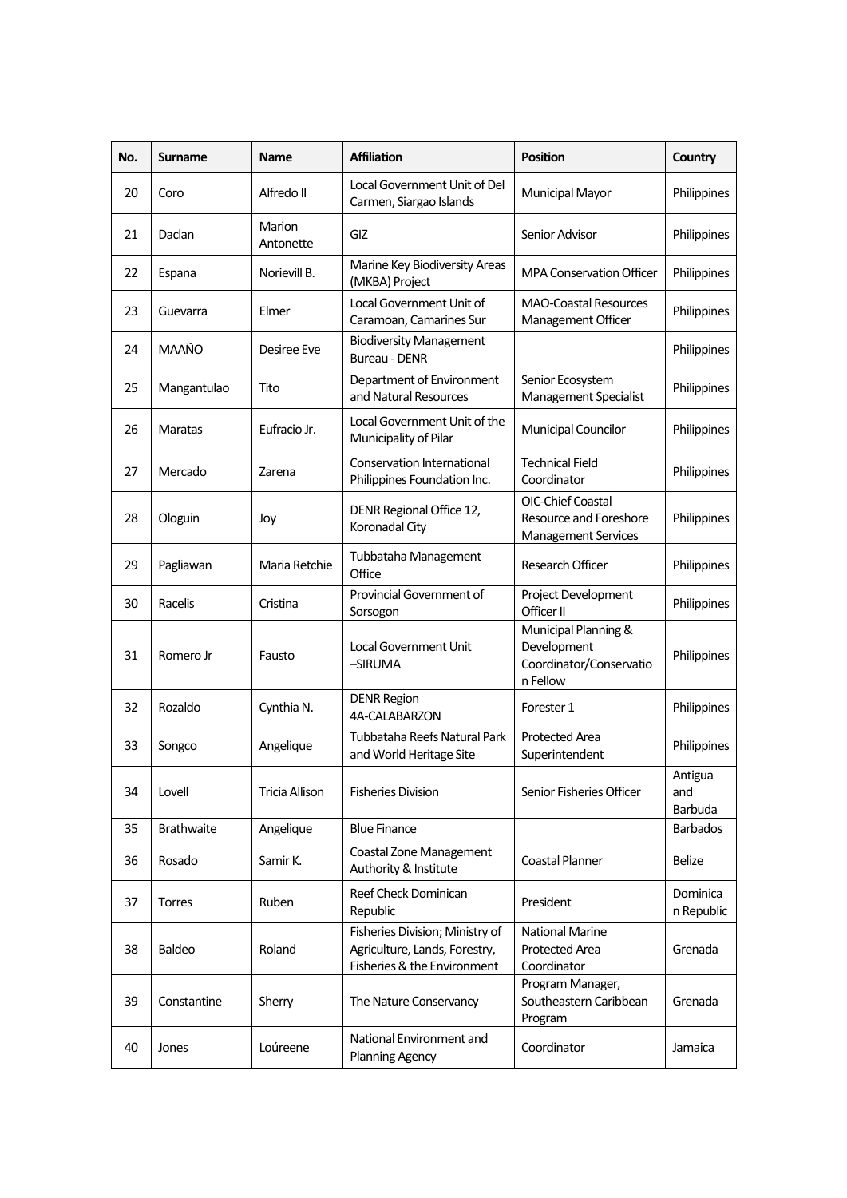| No. | Surname | Name | Affiliation | Position | Country |
|---|---|---|---|---|---|
| 20 | Coro | Alfredo II | Local Government Unit of Del Carmen, Siargao Islands | Municipal Mayor | Philippines |
| 21 | Daclan | Marion Antonette | GIZ | Senior Advisor | Philippines |
| 22 | Espana | Norievill B. | Marine Key Biodiversity Areas (MKBA) Project | MPA Conservation Officer | Philippines |
| 23 | Guevarra | Elmer | Local Government Unit of Caramoan, Camarines Sur | MAO-Coastal Resources Management Officer | Philippines |
| 24 | MAAÑO | Desiree Eve | Biodiversity Management Bureau - DENR | | Philippines |
| 25 | Mangantulao | Tito | Department of Environment and Natural Resources | Senior Ecosystem Management Specialist | Philippines |
| 26 | Maratas | Eufracio Jr. | Local Government Unit of the Municipality of Pilar | Municipal Councilor | Philippines |
| 27 | Mercado | Zarena | Conservation International Philippines Foundation Inc. | Technical Field Coordinator | Philippines |
| 28 | Ologuin | Joy | DENR Regional Office 12, Koronadal City | OIC-Chief Coastal Resource and Foreshore Management Services | Philippines |
| 29 | Pagliawan | Maria Retchie | Tubbataha Management Office | Research Officer | Philippines |
| 30 | Racelis | Cristina | Provincial Government of Sorsogon | Project Development Officer II | Philippines |
| 31 | Romero Jr | Fausto | Local Government Unit –SIRUMA | Municipal Planning & Development Coordinator/Conservation Fellow | Philippines |
| 32 | Rozaldo | Cynthia N. | DENR Region 4A-CALABARZON | Forester 1 | Philippines |
| 33 | Songco | Angelique | Tubbataha Reefs Natural Park and World Heritage Site | Protected Area Superintendent | Philippines |
| 34 | Lovell | Tricia Allison | Fisheries Division | Senior Fisheries Officer | Antigua and Barbuda |
| 35 | Brathwaite | Angelique | Blue Finance | | Barbados |
| 36 | Rosado | Samir K. | Coastal Zone Management Authority & Institute | Coastal Planner | Belize |
| 37 | Torres | Ruben | Reef Check Dominican Republic | President | Dominican Republic |
| 38 | Baldeo | Roland | Fisheries Division; Ministry of Agriculture, Lands, Forestry, Fisheries & the Environment | National Marine Protected Area Coordinator | Grenada |
| 39 | Constantine | Sherry | The Nature Conservancy | Program Manager, Southeastern Caribbean Program | Grenada |
| 40 | Jones | Loúreene | National Environment and Planning Agency | Coordinator | Jamaica |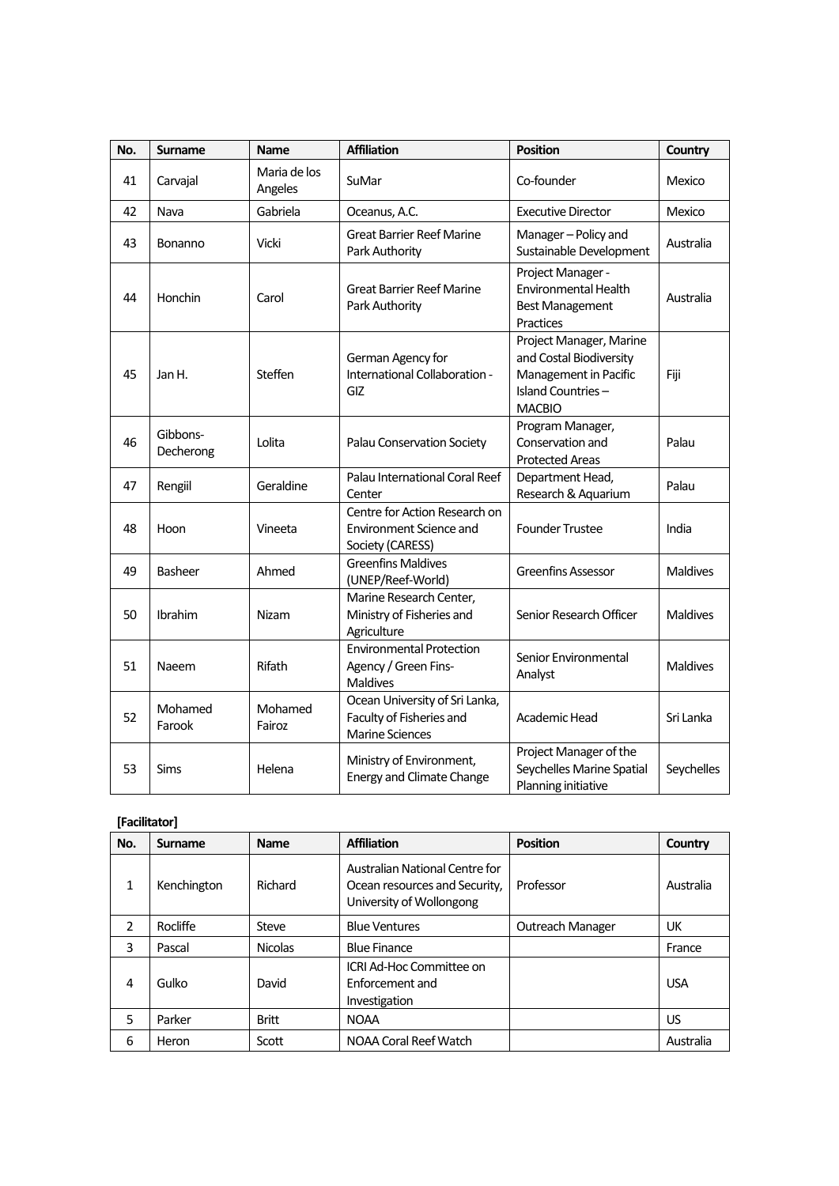| No. | Surname | Name | Affiliation | Position | Country |
|---|---|---|---|---|---|
| 41 | Carvajal | Maria de los Angeles | SuMar | Co-founder | Mexico |
| 42 | Nava | Gabriela | Oceanus, A.C. | Executive Director | Mexico |
| 43 | Bonanno | Vicki | Great Barrier Reef Marine Park Authority | Manager – Policy and Sustainable Development | Australia |
| 44 | Honchin | Carol | Great Barrier Reef Marine Park Authority | Project Manager - Environmental Health Best Management Practices | Australia |
| 45 | Jan H. | Steffen | German Agency for International Collaboration - GIZ | Project Manager, Marine and Costal Biodiversity Management in Pacific Island Countries – MACBIO | Fiji |
| 46 | Gibbons-Decherong | Lolita | Palau Conservation Society | Program Manager, Conservation and Protected Areas | Palau |
| 47 | Rengiil | Geraldine | Palau International Coral Reef Center | Department Head, Research & Aquarium | Palau |
| 48 | Hoon | Vineeta | Centre for Action Research on Environment Science and Society (CARESS) | Founder Trustee | India |
| 49 | Basheer | Ahmed | Greenfins Maldives (UNEP/Reef-World) | Greenfins Assessor | Maldives |
| 50 | Ibrahim | Nizam | Marine Research Center, Ministry of Fisheries and Agriculture | Senior Research Officer | Maldives |
| 51 | Naeem | Rifath | Environmental Protection Agency / Green Fins-Maldives | Senior Environmental Analyst | Maldives |
| 52 | Mohamed Farook | Mohamed Fairoz | Ocean University of Sri Lanka, Faculty of Fisheries and Marine Sciences | Academic Head | Sri Lanka |
| 53 | Sims | Helena | Ministry of Environment, Energy and Climate Change | Project Manager of the Seychelles Marine Spatial Planning initiative | Seychelles |

**[Facilitator]**

| No. | Surname | Name | Affiliation | Position | Country |
|---|---|---|---|---|---|
| 1 | Kenchington | Richard | Australian National Centre for Ocean resources and Security, University of Wollongong | Professor | Australia |
| 2 | Rocliffe | Steve | Blue Ventures | Outreach Manager | UK |
| 3 | Pascal | Nicolas | Blue Finance | | France |
| 4 | Gulko | David | ICRI Ad-Hoc Committee on Enforcement and Investigation | | USA |
| 5 | Parker | Britt | NOAA | | US |
| 6 | Heron | Scott | NOAA Coral Reef Watch | | Australia |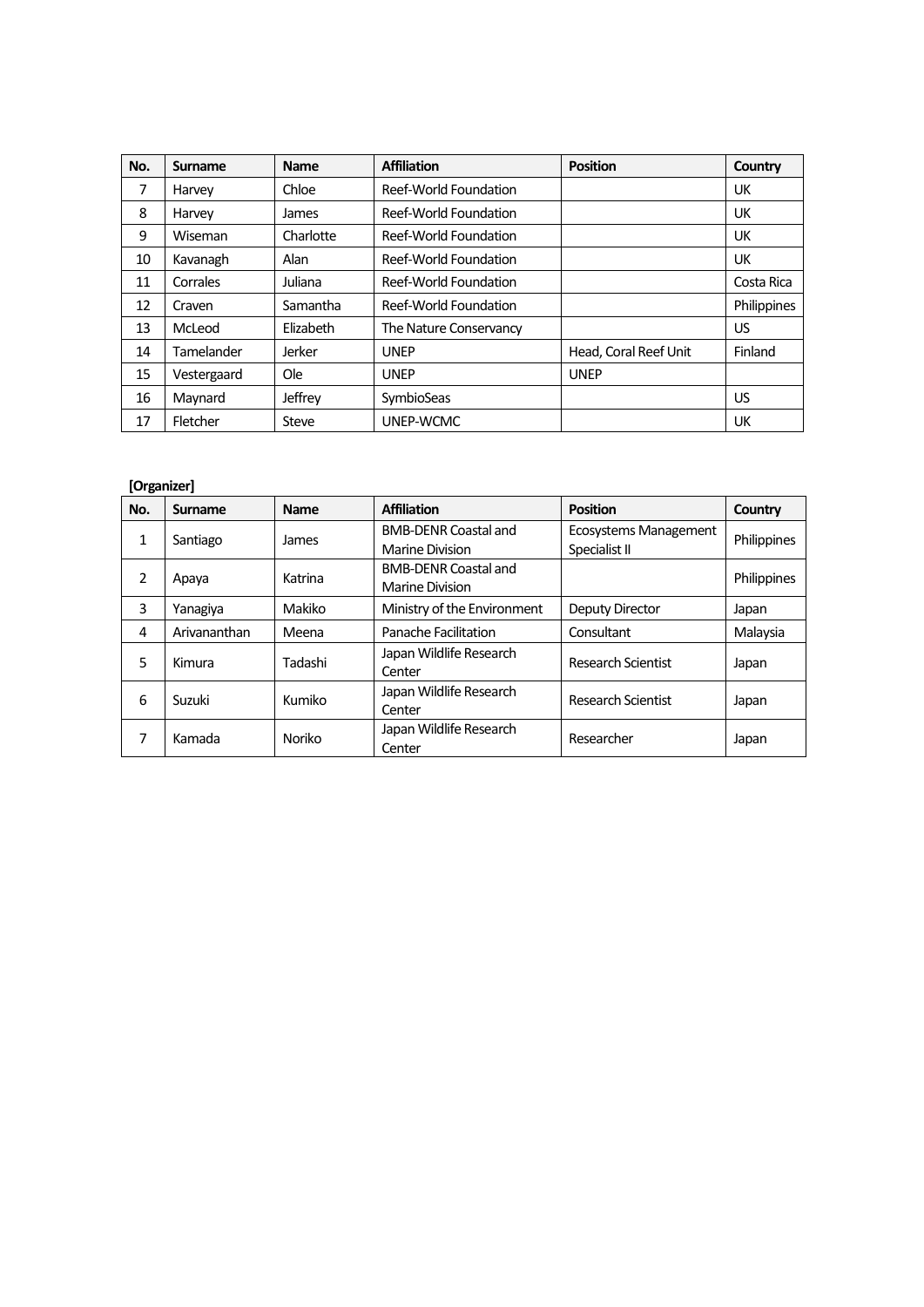| No. | Surname | Name | Affiliation | Position | Country |
| --- | --- | --- | --- | --- | --- |
| 7 | Harvey | Chloe | Reef-World Foundation | | UK |
| 8 | Harvey | James | Reef-World Foundation | | UK |
| 9 | Wiseman | Charlotte | Reef-World Foundation | | UK |
| 10 | Kavanagh | Alan | Reef-World Foundation | | UK |
| 11 | Corrales | Juliana | Reef-World Foundation | | Costa Rica |
| 12 | Craven | Samantha | Reef-World Foundation | | Philippines |
| 13 | McLeod | Elizabeth | The Nature Conservancy | | US |
| 14 | Tamelander | Jerker | UNEP | Head, Coral Reef Unit | Finland |
| 15 | Vestergaard | Ole | UNEP | UNEP | |
| 16 | Maynard | Jeffrey | SymbioSeas | | US |
| 17 | Fletcher | Steve | UNEP-WCMC | | UK |

**[Organizer]**

| No. | Surname | Name | Affiliation | Position | Country |
| --- | --- | --- | --- | --- | --- |
| 1 | Santiago | James | BMB-DENR Coastal and Marine Division | Ecosystems Management Specialist II | Philippines |
| 2 | Apaya | Katrina | BMB-DENR Coastal and Marine Division | | Philippines |
| 3 | Yanagiya | Makiko | Ministry of the Environment | Deputy Director | Japan |
| 4 | Arivananthan | Meena | Panache Facilitation | Consultant | Malaysia |
| 5 | Kimura | Tadashi | Japan Wildlife Research Center | Research Scientist | Japan |
| 6 | Suzuki | Kumiko | Japan Wildlife Research Center | Research Scientist | Japan |
| 7 | Kamada | Noriko | Japan Wildlife Research Center | Researcher | Japan |